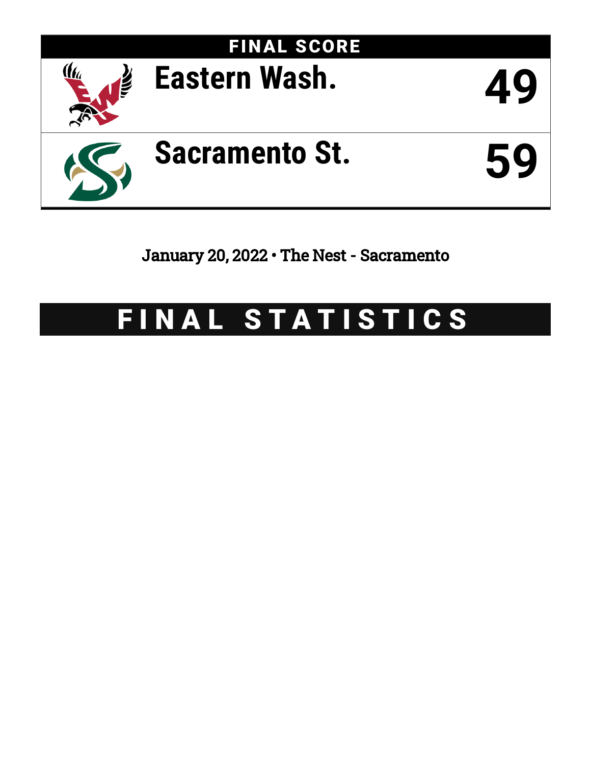# FINAL SCORE

| Team | Score |
| --- | --- |
| Eastern Wash. | 49 |
| Sacramento St. | 59 |

January 20, 2022 • The Nest - Sacramento

# FINAL STATISTICS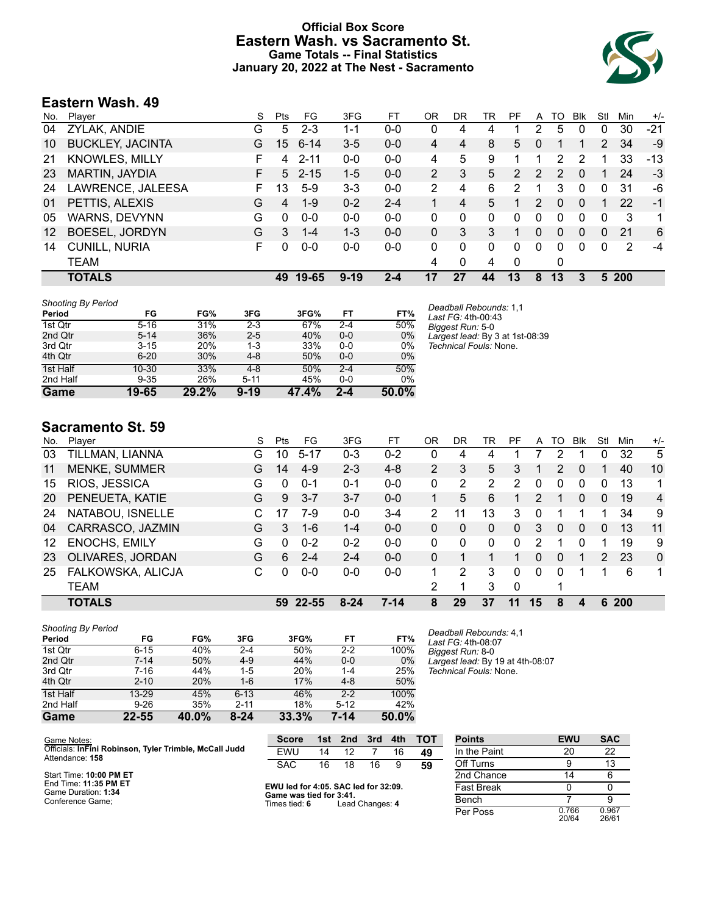# Official Box Score
## Eastern Wash. vs Sacramento St.
### Game Totals -- Final Statistics
### January 20, 2022 at The Nest - Sacramento

## Eastern Wash. 49

| No. | Player | S | Pts | FG | 3FG | FT | OR | DR | TR | PF | A | TO | Blk | Stl | Min | +/- |
|---|---|---|---|---|---|---|---|---|---|---|---|---|---|---|---|---|
| 04 | ZYLAK, ANDIE | G | 5 | 2-3 | 1-1 | 0-0 | 0 | 4 | 4 | 1 | 2 | 5 | 0 | 0 | 30 | -21 |
| 10 | BUCKLEY, JACINTA | G | 15 | 6-14 | 3-5 | 0-0 | 4 | 4 | 8 | 5 | 0 | 1 | 1 | 2 | 34 | -9 |
| 21 | KNOWLES, MILLY | F | 4 | 2-11 | 0-0 | 0-0 | 4 | 5 | 9 | 1 | 1 | 2 | 2 | 1 | 33 | -13 |
| 23 | MARTIN, JAYDIA | F | 5 | 2-15 | 1-5 | 0-0 | 2 | 3 | 5 | 2 | 2 | 2 | 0 | 1 | 24 | -3 |
| 24 | LAWRENCE, JALEESA | F | 13 | 5-9 | 3-3 | 0-0 | 2 | 4 | 6 | 2 | 1 | 3 | 0 | 0 | 31 | -6 |
| 01 | PETTIS, ALEXIS | G | 4 | 1-9 | 0-2 | 2-4 | 1 | 4 | 5 | 1 | 2 | 0 | 0 | 1 | 22 | -1 |
| 05 | WARNS, DEVYNN | G | 0 | 0-0 | 0-0 | 0-0 | 0 | 0 | 0 | 0 | 0 | 0 | 0 | 0 | 3 | 1 |
| 12 | BOESEL, JORDYN | G | 3 | 1-4 | 1-3 | 0-0 | 0 | 3 | 3 | 1 | 0 | 0 | 0 | 0 | 21 | 6 |
| 14 | CUNILL, NURIA | F | 0 | 0-0 | 0-0 | 0-0 | 0 | 0 | 0 | 0 | 0 | 0 | 0 | 0 | 2 | -4 |
| | TEAM | | | | | | 4 | 0 | 4 | 0 | | 0 | | | | |
| | **TOTALS** | | **49** | **19-65** | **9-19** | **2-4** | **17** | **27** | **44** | **13** | **8** | **13** | **3** | **5** | **200** | |

*Shooting By Period*

| Period | FG | FG% | 3FG | 3FG% | FT | FT% |
|---|---|---|---|---|---|---|
| 1st Qtr | 5-16 | 31% | 2-3 | 67% | 2-4 | 50% |
| 2nd Qtr | 5-14 | 36% | 2-5 | 40% | 0-0 | 0% |
| 3rd Qtr | 3-15 | 20% | 1-3 | 33% | 0-0 | 0% |
| 4th Qtr | 6-20 | 30% | 4-8 | 50% | 0-0 | 0% |
| 1st Half | 10-30 | 33% | 4-8 | 50% | 2-4 | 50% |
| 2nd Half | 9-35 | 26% | 5-11 | 45% | 0-0 | 0% |
| **Game** | **19-65** | **29.2%** | **9-19** | **47.4%** | **2-4** | **50.0%** |

*Deadball Rebounds:* 1,1
*Last FG:* 4th-00:43
*Biggest Run:* 5-0
*Largest lead:* By 3 at 1st-08:39
*Technical Fouls:* None.

## Sacramento St. 59

| No. | Player | S | Pts | FG | 3FG | FT | OR | DR | TR | PF | A | TO | Blk | Stl | Min | +/- |
|---|---|---|---|---|---|---|---|---|---|---|---|---|---|---|---|---|
| 03 | TILLMAN, LIANNA | G | 10 | 5-17 | 0-3 | 0-2 | 0 | 4 | 4 | 1 | 7 | 2 | 1 | 0 | 32 | 5 |
| 11 | MENKE, SUMMER | G | 14 | 4-9 | 2-3 | 4-8 | 2 | 3 | 5 | 3 | 1 | 2 | 0 | 1 | 40 | 10 |
| 15 | RIOS, JESSICA | G | 0 | 0-1 | 0-1 | 0-0 | 0 | 2 | 2 | 2 | 0 | 0 | 0 | 0 | 13 | 1 |
| 20 | PENEUETA, KATIE | G | 9 | 3-7 | 3-7 | 0-0 | 1 | 5 | 6 | 1 | 2 | 1 | 0 | 0 | 19 | 4 |
| 24 | NATABOU, ISNELLE | C | 17 | 7-9 | 0-0 | 3-4 | 2 | 11 | 13 | 3 | 0 | 1 | 1 | 1 | 34 | 9 |
| 04 | CARRASCO, JAZMIN | G | 3 | 1-6 | 1-4 | 0-0 | 0 | 0 | 0 | 0 | 3 | 0 | 0 | 0 | 13 | 11 |
| 12 | ENOCHS, EMILY | G | 0 | 0-2 | 0-2 | 0-0 | 0 | 0 | 0 | 0 | 2 | 1 | 0 | 1 | 19 | 9 |
| 23 | OLIVARES, JORDAN | G | 6 | 2-4 | 2-4 | 0-0 | 0 | 1 | 1 | 1 | 0 | 0 | 1 | 2 | 23 | 0 |
| 25 | FALKOWSKA, ALICJA | C | 0 | 0-0 | 0-0 | 0-0 | 1 | 2 | 3 | 0 | 0 | 0 | 1 | 1 | 6 | 1 |
| | TEAM | | | | | | 2 | 1 | 3 | 0 | | 1 | | | | |
| | **TOTALS** | | **59** | **22-55** | **8-24** | **7-14** | **8** | **29** | **37** | **11** | **15** | **8** | **4** | **6** | **200** | |

*Shooting By Period*

| Period | FG | FG% | 3FG | 3FG% | FT | FT% |
|---|---|---|---|---|---|---|
| 1st Qtr | 6-15 | 40% | 2-4 | 50% | 2-2 | 100% |
| 2nd Qtr | 7-14 | 50% | 4-9 | 44% | 0-0 | 0% |
| 3rd Qtr | 7-16 | 44% | 1-5 | 20% | 1-4 | 25% |
| 4th Qtr | 2-10 | 20% | 1-6 | 17% | 4-8 | 50% |
| 1st Half | 13-29 | 45% | 6-13 | 46% | 2-2 | 100% |
| 2nd Half | 9-26 | 35% | 2-11 | 18% | 5-12 | 42% |
| **Game** | **22-55** | **40.0%** | **8-24** | **33.3%** | **7-14** | **50.0%** |

*Deadball Rebounds:* 4,1
*Last FG:* 4th-08:07
*Biggest Run:* 8-0
*Largest lead:* By 19 at 4th-08:07
*Technical Fouls:* None.

Game Notes:
Officials: **InFini Robinson, Tyler Trimble, McCall Judd**
Attendance: **158**

Start Time: **10:00 PM ET**
End Time: **11:35 PM ET**
Game Duration: **1:34**
Conference Game;

| Score | 1st | 2nd | 3rd | 4th | TOT |
|---|---|---|---|---|---|
| EWU | 14 | 12 | 7 | 16 | **49** |
| SAC | 16 | 18 | 16 | 9 | **59** |

**EWU led for 4:05. SAC led for 32:09. Game was tied for 3:41.**
Times tied: **6** Lead Changes: **4**

| Points | EWU | SAC |
|---|---|---|
| In the Paint | 20 | 22 |
| Off Turns | 9 | 13 |
| 2nd Chance | 14 | 6 |
| Fast Break | 0 | 0 |
| Bench | 7 | 9 |
| Per Poss | 0.766 20/64 | 0.967 26/61 |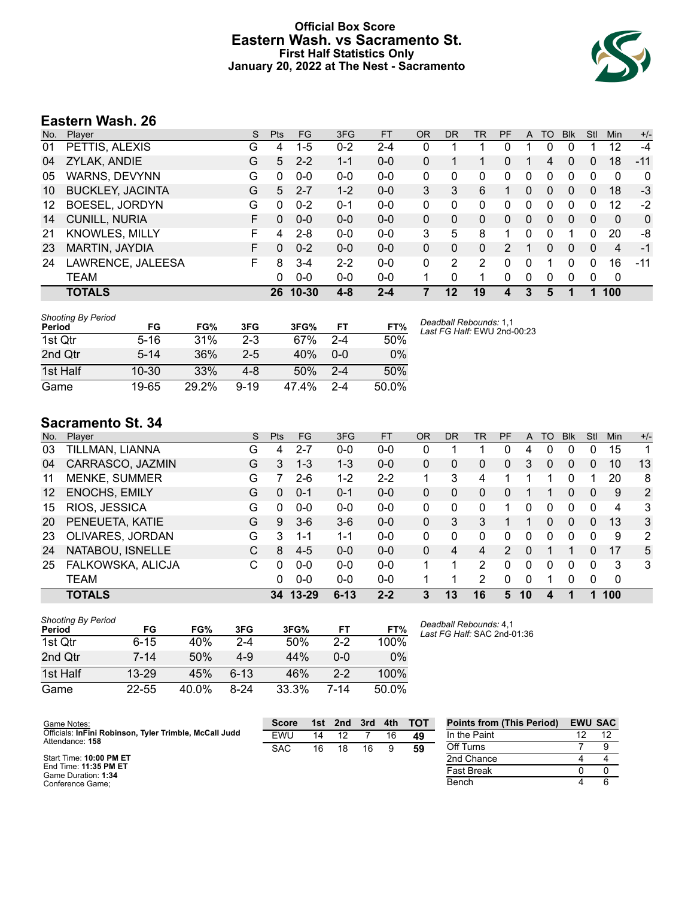# Official Box Score
## Eastern Wash. vs Sacramento St.
### First Half Statistics Only
### January 20, 2022 at The Nest - Sacramento

## Eastern Wash. 26

| No. | Player | S | Pts | FG | 3FG | FT | OR | DR | TR | PF | A | TO | Blk | Stl | Min | +/- |
|---|---|---|---|---|---|---|---|---|---|---|---|---|---|---|---|---|
| 01 | PETTIS, ALEXIS | G | 4 | 1-5 | 0-2 | 2-4 | 0 | 1 | 1 | 0 | 1 | 0 | 0 | 1 | 12 | -4 |
| 04 | ZYLAK, ANDIE | G | 5 | 2-2 | 1-1 | 0-0 | 0 | 1 | 1 | 0 | 1 | 4 | 0 | 0 | 18 | -11 |
| 05 | WARNS, DEVYNN | G | 0 | 0-0 | 0-0 | 0-0 | 0 | 0 | 0 | 0 | 0 | 0 | 0 | 0 | 0 | 0 |
| 10 | BUCKLEY, JACINTA | G | 5 | 2-7 | 1-2 | 0-0 | 3 | 3 | 6 | 1 | 0 | 0 | 0 | 0 | 18 | -3 |
| 12 | BOESEL, JORDYN | G | 0 | 0-2 | 0-1 | 0-0 | 0 | 0 | 0 | 0 | 0 | 0 | 0 | 0 | 12 | -2 |
| 14 | CUNILL, NURIA | F | 0 | 0-0 | 0-0 | 0-0 | 0 | 0 | 0 | 0 | 0 | 0 | 0 | 0 | 0 | 0 |
| 21 | KNOWLES, MILLY | F | 4 | 2-8 | 0-0 | 0-0 | 3 | 5 | 8 | 1 | 0 | 0 | 1 | 0 | 20 | -8 |
| 23 | MARTIN, JAYDIA | F | 0 | 0-2 | 0-0 | 0-0 | 0 | 0 | 0 | 2 | 1 | 0 | 0 | 0 | 4 | -1 |
| 24 | LAWRENCE, JALEESA | F | 8 | 3-4 | 2-2 | 0-0 | 0 | 2 | 2 | 0 | 0 | 1 | 0 | 0 | 16 | -11 |
| | TEAM | | 0 | 0-0 | 0-0 | 0-0 | 1 | 0 | 1 | 0 | 0 | 0 | 0 | 0 | 0 | |
| | **TOTALS** | | **26** | **10-30** | **4-8** | **2-4** | **7** | **12** | **19** | **4** | **3** | **5** | **1** | **1** | **100** | |

*Shooting By Period*

| Period | FG | FG% | 3FG | 3FG% | FT | FT% |
|---|---|---|---|---|---|---|
| 1st Qtr | 5-16 | 31% | 2-3 | 67% | 2-4 | 50% |
| 2nd Qtr | 5-14 | 36% | 2-5 | 40% | 0-0 | 0% |
| 1st Half | 10-30 | 33% | 4-8 | 50% | 2-4 | 50% |
| Game | 19-65 | 29.2% | 9-19 | 47.4% | 2-4 | 50.0% |

*Deadball Rebounds:* 1,1
*Last FG Half:* EWU 2nd-00:23

## Sacramento St. 34

| No. | Player | S | Pts | FG | 3FG | FT | OR | DR | TR | PF | A | TO | Blk | Stl | Min | +/- |
|---|---|---|---|---|---|---|---|---|---|---|---|---|---|---|---|---|
| 03 | TILLMAN, LIANNA | G | 4 | 2-7 | 0-0 | 0-0 | 0 | 1 | 1 | 0 | 4 | 0 | 0 | 0 | 15 | 1 |
| 04 | CARRASCO, JAZMIN | G | 3 | 1-3 | 1-3 | 0-0 | 0 | 0 | 0 | 0 | 3 | 0 | 0 | 0 | 10 | 13 |
| 11 | MENKE, SUMMER | G | 7 | 2-6 | 1-2 | 2-2 | 1 | 3 | 4 | 1 | 1 | 1 | 0 | 1 | 20 | 8 |
| 12 | ENOCHS, EMILY | G | 0 | 0-1 | 0-1 | 0-0 | 0 | 0 | 0 | 0 | 1 | 1 | 0 | 0 | 9 | 2 |
| 15 | RIOS, JESSICA | G | 0 | 0-0 | 0-0 | 0-0 | 0 | 0 | 0 | 1 | 0 | 0 | 0 | 0 | 4 | 3 |
| 20 | PENEUETA, KATIE | G | 9 | 3-6 | 3-6 | 0-0 | 0 | 3 | 3 | 1 | 1 | 0 | 0 | 0 | 13 | 3 |
| 23 | OLIVARES, JORDAN | G | 3 | 1-1 | 1-1 | 0-0 | 0 | 0 | 0 | 0 | 0 | 0 | 0 | 0 | 9 | 2 |
| 24 | NATABOU, ISNELLE | C | 8 | 4-5 | 0-0 | 0-0 | 0 | 4 | 4 | 2 | 0 | 1 | 1 | 0 | 17 | 5 |
| 25 | FALKOWSKA, ALICJA | C | 0 | 0-0 | 0-0 | 0-0 | 1 | 1 | 2 | 0 | 0 | 0 | 0 | 0 | 3 | 3 |
| | TEAM | | 0 | 0-0 | 0-0 | 0-0 | 1 | 1 | 2 | 0 | 0 | 1 | 0 | 0 | 0 | |
| | **TOTALS** | | **34** | **13-29** | **6-13** | **2-2** | **3** | **13** | **16** | **5** | **10** | **4** | **1** | **1** | **100** | |

*Shooting By Period*

| Period | FG | FG% | 3FG | 3FG% | FT | FT% |
|---|---|---|---|---|---|---|
| 1st Qtr | 6-15 | 40% | 2-4 | 50% | 2-2 | 100% |
| 2nd Qtr | 7-14 | 50% | 4-9 | 44% | 0-0 | 0% |
| 1st Half | 13-29 | 45% | 6-13 | 46% | 2-2 | 100% |
| Game | 22-55 | 40.0% | 8-24 | 33.3% | 7-14 | 50.0% |

*Deadball Rebounds:* 4,1
*Last FG Half:* SAC 2nd-01:36

Game Notes:
Officials: **InFini Robinson, Tyler Trimble, McCall Judd**
Attendance: **158**

Start Time: **10:00 PM ET**
End Time: **11:35 PM ET**
Game Duration: **1:34**
Conference Game;

| Score | 1st | 2nd | 3rd | 4th | TOT |
|---|---|---|---|---|---|
| EWU | 14 | 12 | 7 | 16 | **49** |
| SAC | 16 | 18 | 16 | 9 | **59** |

| Points from (This Period) | EWU | SAC |
|---|---|---|
| In the Paint | 12 | 12 |
| Off Turns | 7 | 9 |
| 2nd Chance | 4 | 4 |
| Fast Break | 0 | 0 |
| Bench | 4 | 6 |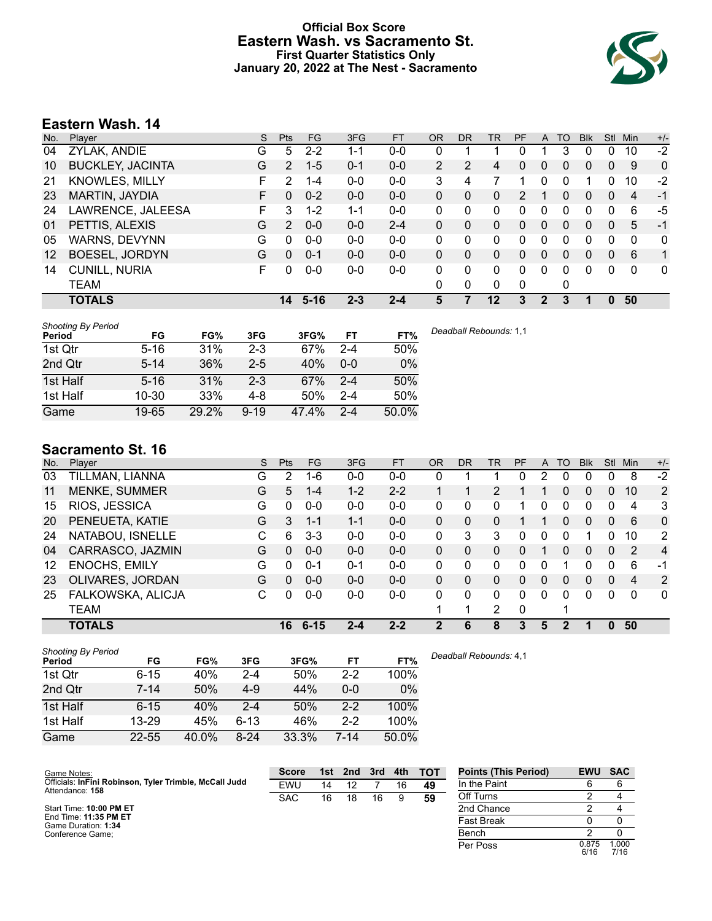# Official Box Score
## Eastern Wash. vs Sacramento St.
### First Quarter Statistics Only
### January 20, 2022 at The Nest - Sacramento

## Eastern Wash. 14

| No. | Player | S | Pts | FG | 3FG | FT | OR | DR | TR | PF | A | TO | Blk | Stl | Min | +/- |
|---|---|---|---|---|---|---|---|---|---|---|---|---|---|---|---|---|
| 04 | ZYLAK, ANDIE | G | 5 | 2-2 | 1-1 | 0-0 | 0 | 1 | 1 | 0 | 1 | 3 | 0 | 0 | 10 | -2 |
| 10 | BUCKLEY, JACINTA | G | 2 | 1-5 | 0-1 | 0-0 | 2 | 2 | 4 | 0 | 0 | 0 | 0 | 0 | 9 | 0 |
| 21 | KNOWLES, MILLY | F | 2 | 1-4 | 0-0 | 0-0 | 3 | 4 | 7 | 1 | 0 | 0 | 1 | 0 | 10 | -2 |
| 23 | MARTIN, JAYDIA | F | 0 | 0-2 | 0-0 | 0-0 | 0 | 0 | 0 | 2 | 1 | 0 | 0 | 0 | 4 | -1 |
| 24 | LAWRENCE, JALEESA | F | 3 | 1-2 | 1-1 | 0-0 | 0 | 0 | 0 | 0 | 0 | 0 | 0 | 0 | 6 | -5 |
| 01 | PETTIS, ALEXIS | G | 2 | 0-0 | 0-0 | 2-4 | 0 | 0 | 0 | 0 | 0 | 0 | 0 | 0 | 5 | -1 |
| 05 | WARNS, DEVYNN | G | 0 | 0-0 | 0-0 | 0-0 | 0 | 0 | 0 | 0 | 0 | 0 | 0 | 0 | 0 | 0 |
| 12 | BOESEL, JORDYN | G | 0 | 0-1 | 0-0 | 0-0 | 0 | 0 | 0 | 0 | 0 | 0 | 0 | 0 | 6 | 1 |
| 14 | CUNILL, NURIA | F | 0 | 0-0 | 0-0 | 0-0 | 0 | 0 | 0 | 0 | 0 | 0 | 0 | 0 | 0 | 0 |
| | TEAM | | | | | | 0 | 0 | 0 | 0 | | 0 | | | | |
| | **TOTALS** | | **14** | **5-16** | **2-3** | **2-4** | **5** | **7** | **12** | **3** | **2** | **3** | **1** | **0** | **50** | |

*Shooting By Period*

| Period | FG | FG% | 3FG | 3FG% | FT | FT% |
|---|---|---|---|---|---|---|
| 1st Qtr | 5-16 | 31% | 2-3 | 67% | 2-4 | 50% |
| 2nd Qtr | 5-14 | 36% | 2-5 | 40% | 0-0 | 0% |
| 1st Half | 5-16 | 31% | 2-3 | 67% | 2-4 | 50% |
| 1st Half | 10-30 | 33% | 4-8 | 50% | 2-4 | 50% |
| Game | 19-65 | 29.2% | 9-19 | 47.4% | 2-4 | 50.0% |

*Deadball Rebounds:* 1,1

## Sacramento St. 16

| No. | Player | S | Pts | FG | 3FG | FT | OR | DR | TR | PF | A | TO | Blk | Stl | Min | +/- |
|---|---|---|---|---|---|---|---|---|---|---|---|---|---|---|---|---|
| 03 | TILLMAN, LIANNA | G | 2 | 1-6 | 0-0 | 0-0 | 0 | 1 | 1 | 0 | 2 | 0 | 0 | 0 | 8 | -2 |
| 11 | MENKE, SUMMER | G | 5 | 1-4 | 1-2 | 2-2 | 1 | 1 | 2 | 1 | 1 | 0 | 0 | 0 | 10 | 2 |
| 15 | RIOS, JESSICA | G | 0 | 0-0 | 0-0 | 0-0 | 0 | 0 | 0 | 1 | 0 | 0 | 0 | 0 | 4 | 3 |
| 20 | PENEUETA, KATIE | G | 3 | 1-1 | 1-1 | 0-0 | 0 | 0 | 0 | 1 | 1 | 0 | 0 | 0 | 6 | 0 |
| 24 | NATABOU, ISNELLE | C | 6 | 3-3 | 0-0 | 0-0 | 0 | 3 | 3 | 0 | 0 | 0 | 1 | 0 | 10 | 2 |
| 04 | CARRASCO, JAZMIN | G | 0 | 0-0 | 0-0 | 0-0 | 0 | 0 | 0 | 0 | 1 | 0 | 0 | 0 | 2 | 4 |
| 12 | ENOCHS, EMILY | G | 0 | 0-1 | 0-1 | 0-0 | 0 | 0 | 0 | 0 | 0 | 1 | 0 | 0 | 6 | -1 |
| 23 | OLIVARES, JORDAN | G | 0 | 0-0 | 0-0 | 0-0 | 0 | 0 | 0 | 0 | 0 | 0 | 0 | 0 | 4 | 2 |
| 25 | FALKOWSKA, ALICJA | C | 0 | 0-0 | 0-0 | 0-0 | 0 | 0 | 0 | 0 | 0 | 0 | 0 | 0 | 0 | 0 |
| | TEAM | | | | | | 1 | 1 | 2 | 0 | | 1 | | | | |
| | **TOTALS** | | **16** | **6-15** | **2-4** | **2-2** | **2** | **6** | **8** | **3** | **5** | **2** | **1** | **0** | **50** | |

*Shooting By Period*

| Period | FG | FG% | 3FG | 3FG% | FT | FT% |
|---|---|---|---|---|---|---|
| 1st Qtr | 6-15 | 40% | 2-4 | 50% | 2-2 | 100% |
| 2nd Qtr | 7-14 | 50% | 4-9 | 44% | 0-0 | 0% |
| 1st Half | 6-15 | 40% | 2-4 | 50% | 2-2 | 100% |
| 1st Half | 13-29 | 45% | 6-13 | 46% | 2-2 | 100% |
| Game | 22-55 | 40.0% | 8-24 | 33.3% | 7-14 | 50.0% |

*Deadball Rebounds:* 4,1

Game Notes:
Officials: **InFini Robinson, Tyler Trimble, McCall Judd**
Attendance: **158**

Start Time: **10:00 PM ET**
End Time: **11:35 PM ET**
Game Duration: **1:34**
Conference Game;

| Score | 1st | 2nd | 3rd | 4th | TOT |
|---|---|---|---|---|---|
| EWU | 14 | 12 | 7 | 16 | 49 |
| SAC | 16 | 18 | 16 | 9 | 59 |

| Points (This Period) | EWU | SAC |
|---|---|---|
| In the Paint | 6 | 6 |
| Off Turns | 2 | 4 |
| 2nd Chance | 2 | 4 |
| Fast Break | 0 | 0 |
| Bench | 2 | 0 |
| Per Poss | 0.875 6/16 | 1.000 7/16 |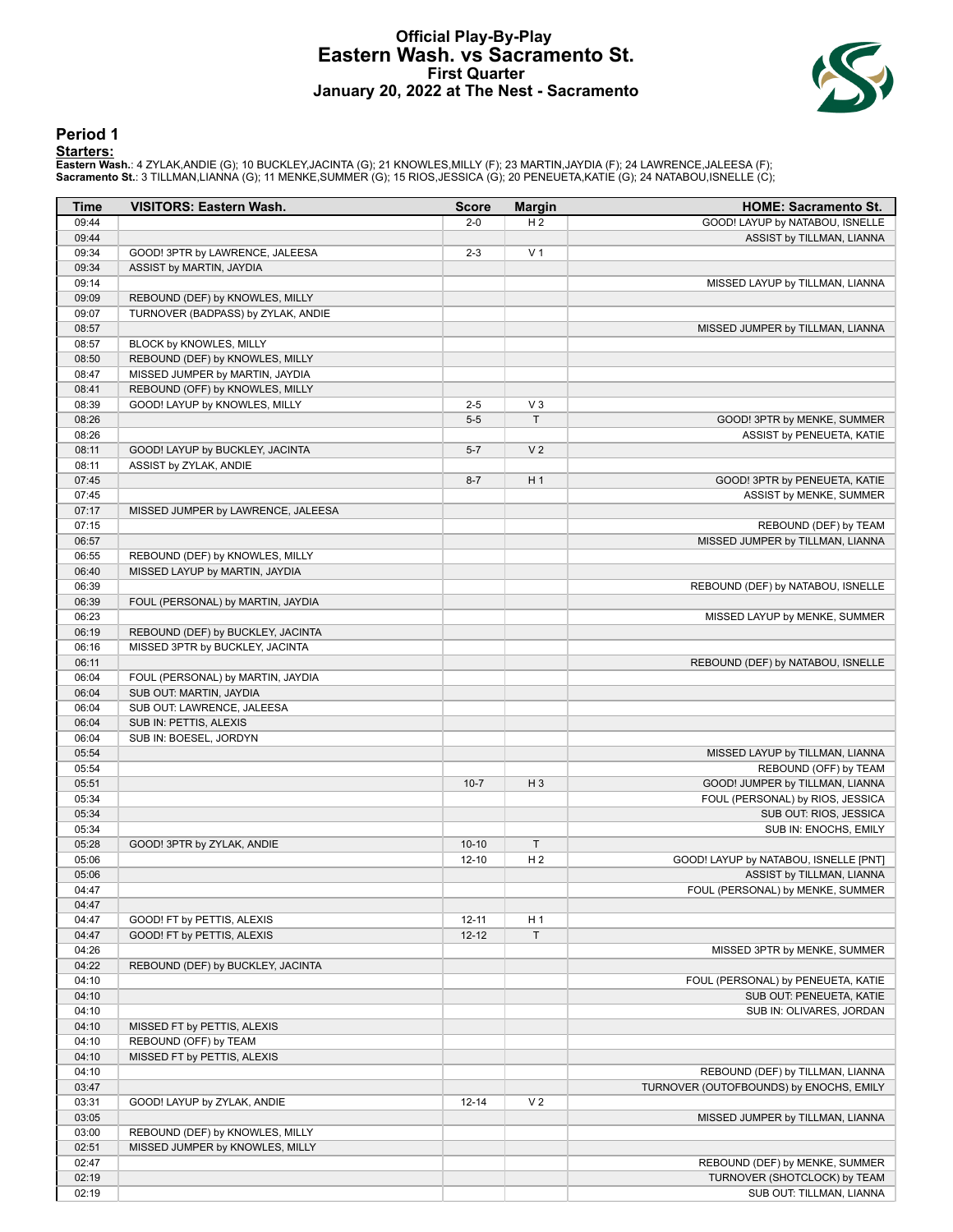# Official Play-By-Play
## Eastern Wash. vs Sacramento St.
### First Quarter
### January 20, 2022 at The Nest - Sacramento

## Period 1

**Starters:**

**Eastern Wash.**: 4 ZYLAK,ANDIE (G); 10 BUCKLEY,JACINTA (G); 21 KNOWLES,MILLY (F); 23 MARTIN,JAYDIA (F); 24 LAWRENCE,JALEESA (F);
**Sacramento St.**: 3 TILLMAN,LIANNA (G); 11 MENKE,SUMMER (G); 15 RIOS,JESSICA (G); 20 PENEUETA,KATIE (G); 24 NATABOU,ISNELLE (C);

| Time | VISITORS: Eastern Wash. | Score | Margin | HOME: Sacramento St. |
|---|---|---|---|---|
| 09:44 | | 2-0 | H 2 | GOOD! LAYUP by NATABOU, ISNELLE |
| 09:44 | | | | ASSIST by TILLMAN, LIANNA |
| 09:34 | GOOD! 3PTR by LAWRENCE, JALEESA | 2-3 | V 1 | |
| 09:34 | ASSIST by MARTIN, JAYDIA | | | |
| 09:14 | | | | MISSED LAYUP by TILLMAN, LIANNA |
| 09:09 | REBOUND (DEF) by KNOWLES, MILLY | | | |
| 09:07 | TURNOVER (BADPASS) by ZYLAK, ANDIE | | | |
| 08:57 | | | | MISSED JUMPER by TILLMAN, LIANNA |
| 08:57 | BLOCK by KNOWLES, MILLY | | | |
| 08:50 | REBOUND (DEF) by KNOWLES, MILLY | | | |
| 08:47 | MISSED JUMPER by MARTIN, JAYDIA | | | |
| 08:41 | REBOUND (OFF) by KNOWLES, MILLY | | | |
| 08:39 | GOOD! LAYUP by KNOWLES, MILLY | 2-5 | V 3 | |
| 08:26 | | 5-5 | T | GOOD! 3PTR by MENKE, SUMMER |
| 08:26 | | | | ASSIST by PENEUETA, KATIE |
| 08:11 | GOOD! LAYUP by BUCKLEY, JACINTA | 5-7 | V 2 | |
| 08:11 | ASSIST by ZYLAK, ANDIE | | | |
| 07:45 | | 8-7 | H 1 | GOOD! 3PTR by PENEUETA, KATIE |
| 07:45 | | | | ASSIST by MENKE, SUMMER |
| 07:17 | MISSED JUMPER by LAWRENCE, JALEESA | | | |
| 07:15 | | | | REBOUND (DEF) by TEAM |
| 06:57 | | | | MISSED JUMPER by TILLMAN, LIANNA |
| 06:55 | REBOUND (DEF) by KNOWLES, MILLY | | | |
| 06:40 | MISSED LAYUP by MARTIN, JAYDIA | | | |
| 06:39 | | | | REBOUND (DEF) by NATABOU, ISNELLE |
| 06:39 | FOUL (PERSONAL) by MARTIN, JAYDIA | | | |
| 06:23 | | | | MISSED LAYUP by MENKE, SUMMER |
| 06:19 | REBOUND (DEF) by BUCKLEY, JACINTA | | | |
| 06:16 | MISSED 3PTR by BUCKLEY, JACINTA | | | |
| 06:11 | | | | REBOUND (DEF) by NATABOU, ISNELLE |
| 06:04 | FOUL (PERSONAL) by MARTIN, JAYDIA | | | |
| 06:04 | SUB OUT: MARTIN, JAYDIA | | | |
| 06:04 | SUB OUT: LAWRENCE, JALEESA | | | |
| 06:04 | SUB IN: PETTIS, ALEXIS | | | |
| 06:04 | SUB IN: BOESEL, JORDYN | | | |
| 05:54 | | | | MISSED LAYUP by TILLMAN, LIANNA |
| 05:54 | | | | REBOUND (OFF) by TEAM |
| 05:51 | | 10-7 | H 3 | GOOD! JUMPER by TILLMAN, LIANNA |
| 05:34 | | | | FOUL (PERSONAL) by RIOS, JESSICA |
| 05:34 | | | | SUB OUT: RIOS, JESSICA |
| 05:34 | | | | SUB IN: ENOCHS, EMILY |
| 05:28 | GOOD! 3PTR by ZYLAK, ANDIE | 10-10 | T | |
| 05:06 | | 12-10 | H 2 | GOOD! LAYUP by NATABOU, ISNELLE [PNT] |
| 05:06 | | | | ASSIST by TILLMAN, LIANNA |
| 04:47 | | | | FOUL (PERSONAL) by MENKE, SUMMER |
| 04:47 | | | | |
| 04:47 | GOOD! FT by PETTIS, ALEXIS | 12-11 | H 1 | |
| 04:47 | GOOD! FT by PETTIS, ALEXIS | 12-12 | T | |
| 04:26 | | | | MISSED 3PTR by MENKE, SUMMER |
| 04:22 | REBOUND (DEF) by BUCKLEY, JACINTA | | | |
| 04:10 | | | | FOUL (PERSONAL) by PENEUETA, KATIE |
| 04:10 | | | | SUB OUT: PENEUETA, KATIE |
| 04:10 | | | | SUB IN: OLIVARES, JORDAN |
| 04:10 | MISSED FT by PETTIS, ALEXIS | | | |
| 04:10 | REBOUND (OFF) by TEAM | | | |
| 04:10 | MISSED FT by PETTIS, ALEXIS | | | |
| 04:10 | | | | REBOUND (DEF) by TILLMAN, LIANNA |
| 03:47 | | | | TURNOVER (OUTOFBOUNDS) by ENOCHS, EMILY |
| 03:31 | GOOD! LAYUP by ZYLAK, ANDIE | 12-14 | V 2 | |
| 03:05 | | | | MISSED JUMPER by TILLMAN, LIANNA |
| 03:00 | REBOUND (DEF) by KNOWLES, MILLY | | | |
| 02:51 | MISSED JUMPER by KNOWLES, MILLY | | | |
| 02:47 | | | | REBOUND (DEF) by MENKE, SUMMER |
| 02:19 | | | | TURNOVER (SHOTCLOCK) by TEAM |
| 02:19 | | | | SUB OUT: TILLMAN, LIANNA |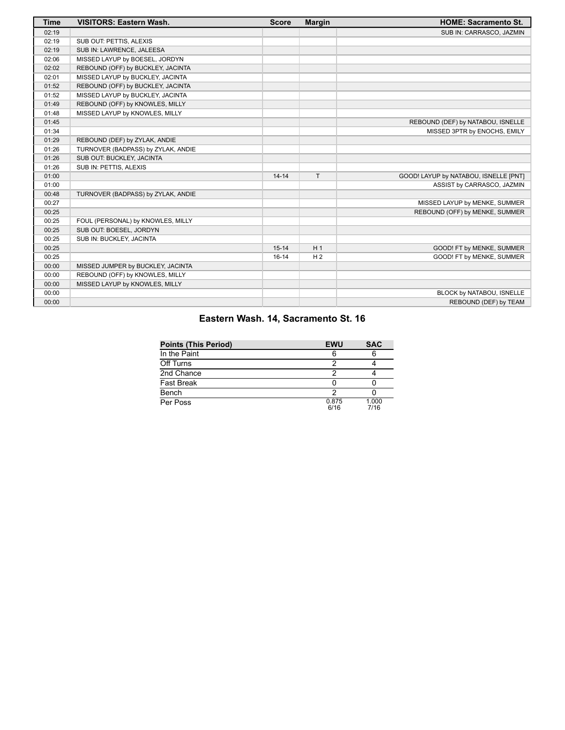| Time | VISITORS: Eastern Wash. | Score | Margin | HOME: Sacramento St. |
| --- | --- | --- | --- | --- |
| 02:19 | | | | SUB IN: CARRASCO, JAZMIN |
| 02:19 | SUB OUT: PETTIS, ALEXIS | | | |
| 02:19 | SUB IN: LAWRENCE, JALEESA | | | |
| 02:06 | MISSED LAYUP by BOESEL, JORDYN | | | |
| 02:02 | REBOUND (OFF) by BUCKLEY, JACINTA | | | |
| 02:01 | MISSED LAYUP by BUCKLEY, JACINTA | | | |
| 01:52 | REBOUND (OFF) by BUCKLEY, JACINTA | | | |
| 01:52 | MISSED LAYUP by BUCKLEY, JACINTA | | | |
| 01:49 | REBOUND (OFF) by KNOWLES, MILLY | | | |
| 01:48 | MISSED LAYUP by KNOWLES, MILLY | | | |
| 01:45 | | | | REBOUND (DEF) by NATABOU, ISNELLE |
| 01:34 | | | | MISSED 3PTR by ENOCHS, EMILY |
| 01:29 | REBOUND (DEF) by ZYLAK, ANDIE | | | |
| 01:26 | TURNOVER (BADPASS) by ZYLAK, ANDIE | | | |
| 01:26 | SUB OUT: BUCKLEY, JACINTA | | | |
| 01:26 | SUB IN: PETTIS, ALEXIS | | | |
| 01:00 | | 14-14 | T | GOOD! LAYUP by NATABOU, ISNELLE [PNT] |
| 01:00 | | | | ASSIST by CARRASCO, JAZMIN |
| 00:48 | TURNOVER (BADPASS) by ZYLAK, ANDIE | | | |
| 00:27 | | | | MISSED LAYUP by MENKE, SUMMER |
| 00:25 | | | | REBOUND (OFF) by MENKE, SUMMER |
| 00:25 | FOUL (PERSONAL) by KNOWLES, MILLY | | | |
| 00:25 | SUB OUT: BOESEL, JORDYN | | | |
| 00:25 | SUB IN: BUCKLEY, JACINTA | | | |
| 00:25 | | 15-14 | H 1 | GOOD! FT by MENKE, SUMMER |
| 00:25 | | 16-14 | H 2 | GOOD! FT by MENKE, SUMMER |
| 00:00 | MISSED JUMPER by BUCKLEY, JACINTA | | | |
| 00:00 | REBOUND (OFF) by KNOWLES, MILLY | | | |
| 00:00 | MISSED LAYUP by KNOWLES, MILLY | | | |
| 00:00 | | | | BLOCK by NATABOU, ISNELLE |
| 00:00 | | | | REBOUND (DEF) by TEAM |

## Eastern Wash. 14, Sacramento St. 16

| Points (This Period) | EWU | SAC |
| --- | --- | --- |
| In the Paint | 6 | 6 |
| Off Turns | 2 | 4 |
| 2nd Chance | 2 | 4 |
| Fast Break | 0 | 0 |
| Bench | 2 | 0 |
| Per Poss | 0.875 6/16 | 1.000 7/16 |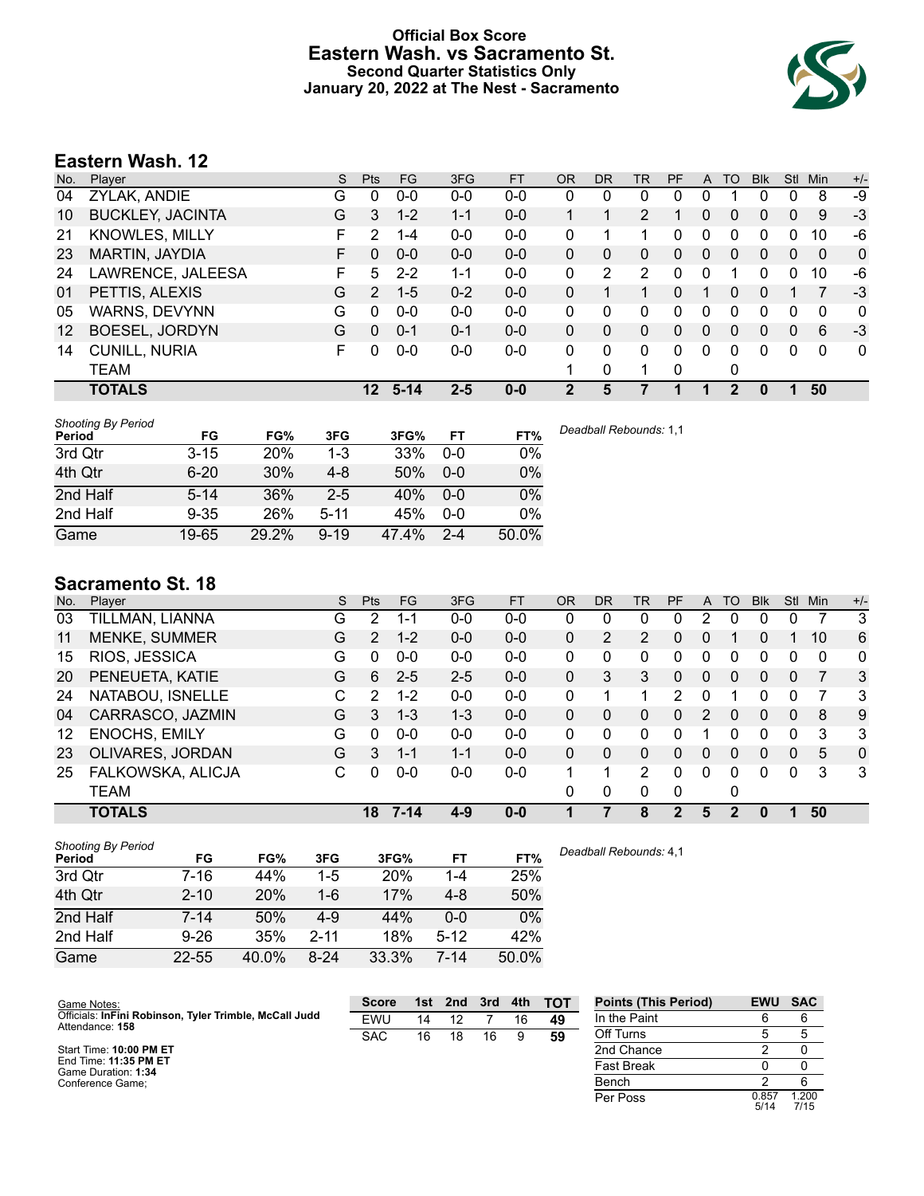# Official Box Score
# Eastern Wash. vs Sacramento St.
## Second Quarter Statistics Only
## January 20, 2022 at The Nest - Sacramento

## Eastern Wash. 12

| No. | Player | S | Pts | FG | 3FG | FT | OR | DR | TR | PF | A | TO | Blk | Stl | Min | +/- |
|---|---|---|---|---|---|---|---|---|---|---|---|---|---|---|---|---|
| 04 | ZYLAK, ANDIE | G | 0 | 0-0 | 0-0 | 0-0 | 0 | 0 | 0 | 0 | 0 | 1 | 0 | 0 | 8 | -9 |
| 10 | BUCKLEY, JACINTA | G | 3 | 1-2 | 1-1 | 0-0 | 1 | 1 | 2 | 1 | 0 | 0 | 0 | 0 | 9 | -3 |
| 21 | KNOWLES, MILLY | F | 2 | 1-4 | 0-0 | 0-0 | 0 | 1 | 1 | 0 | 0 | 0 | 0 | 0 | 10 | -6 |
| 23 | MARTIN, JAYDIA | F | 0 | 0-0 | 0-0 | 0-0 | 0 | 0 | 0 | 0 | 0 | 0 | 0 | 0 | 0 | 0 |
| 24 | LAWRENCE, JALEESA | F | 5 | 2-2 | 1-1 | 0-0 | 0 | 2 | 2 | 0 | 0 | 1 | 0 | 0 | 10 | -6 |
| 01 | PETTIS, ALEXIS | G | 2 | 1-5 | 0-2 | 0-0 | 0 | 1 | 1 | 0 | 1 | 0 | 0 | 1 | 7 | -3 |
| 05 | WARNS, DEVYNN | G | 0 | 0-0 | 0-0 | 0-0 | 0 | 0 | 0 | 0 | 0 | 0 | 0 | 0 | 0 | 0 |
| 12 | BOESEL, JORDYN | G | 0 | 0-1 | 0-1 | 0-0 | 0 | 0 | 0 | 0 | 0 | 0 | 0 | 0 | 6 | -3 |
| 14 | CUNILL, NURIA | F | 0 | 0-0 | 0-0 | 0-0 | 0 | 0 | 0 | 0 | 0 | 0 | 0 | 0 | 0 | 0 |
| | TEAM | | | | | | 1 | 0 | 1 | 0 | | 0 | | | | |
| | **TOTALS** | | **12** | **5-14** | **2-5** | **0-0** | **2** | **5** | **7** | **1** | **1** | **2** | **0** | **1** | **50** | |

*Shooting By Period*

| Period | FG | FG% | 3FG | 3FG% | FT | FT% |
|---|---|---|---|---|---|---|
| 3rd Qtr | 3-15 | 20% | 1-3 | 33% | 0-0 | 0% |
| 4th Qtr | 6-20 | 30% | 4-8 | 50% | 0-0 | 0% |
| 2nd Half | 5-14 | 36% | 2-5 | 40% | 0-0 | 0% |
| 2nd Half | 9-35 | 26% | 5-11 | 45% | 0-0 | 0% |
| Game | 19-65 | 29.2% | 9-19 | 47.4% | 2-4 | 50.0% |

*Deadball Rebounds:* 1,1

## Sacramento St. 18

| No. | Player | S | Pts | FG | 3FG | FT | OR | DR | TR | PF | A | TO | Blk | Stl | Min | +/- |
|---|---|---|---|---|---|---|---|---|---|---|---|---|---|---|---|---|
| 03 | TILLMAN, LIANNA | G | 2 | 1-1 | 0-0 | 0-0 | 0 | 0 | 0 | 0 | 2 | 0 | 0 | 0 | 7 | 3 |
| 11 | MENKE, SUMMER | G | 2 | 1-2 | 0-0 | 0-0 | 0 | 2 | 2 | 0 | 0 | 1 | 0 | 1 | 10 | 6 |
| 15 | RIOS, JESSICA | G | 0 | 0-0 | 0-0 | 0-0 | 0 | 0 | 0 | 0 | 0 | 0 | 0 | 0 | 0 | 0 |
| 20 | PENEUETA, KATIE | G | 6 | 2-5 | 2-5 | 0-0 | 0 | 3 | 3 | 0 | 0 | 0 | 0 | 0 | 7 | 3 |
| 24 | NATABOU, ISNELLE | C | 2 | 1-2 | 0-0 | 0-0 | 0 | 1 | 1 | 2 | 0 | 1 | 0 | 0 | 7 | 3 |
| 04 | CARRASCO, JAZMIN | G | 3 | 1-3 | 1-3 | 0-0 | 0 | 0 | 0 | 0 | 2 | 0 | 0 | 0 | 8 | 9 |
| 12 | ENOCHS, EMILY | G | 0 | 0-0 | 0-0 | 0-0 | 0 | 0 | 0 | 0 | 1 | 0 | 0 | 0 | 3 | 3 |
| 23 | OLIVARES, JORDAN | G | 3 | 1-1 | 1-1 | 0-0 | 0 | 0 | 0 | 0 | 0 | 0 | 0 | 0 | 5 | 0 |
| 25 | FALKOWSKA, ALICJA | C | 0 | 0-0 | 0-0 | 0-0 | 1 | 1 | 2 | 0 | 0 | 0 | 0 | 0 | 3 | 3 |
| | TEAM | | | | | | 0 | 0 | 0 | 0 | | 0 | | | | |
| | **TOTALS** | | **18** | **7-14** | **4-9** | **0-0** | **1** | **7** | **8** | **2** | **5** | **2** | **0** | **1** | **50** | |

*Shooting By Period*

| Period | FG | FG% | 3FG | 3FG% | FT | FT% |
|---|---|---|---|---|---|---|
| 3rd Qtr | 7-16 | 44% | 1-5 | 20% | 1-4 | 25% |
| 4th Qtr | 2-10 | 20% | 1-6 | 17% | 4-8 | 50% |
| 2nd Half | 7-14 | 50% | 4-9 | 44% | 0-0 | 0% |
| 2nd Half | 9-26 | 35% | 2-11 | 18% | 5-12 | 42% |
| Game | 22-55 | 40.0% | 8-24 | 33.3% | 7-14 | 50.0% |

*Deadball Rebounds:* 4,1

Game Notes:
Officials: **InFini Robinson, Tyler Trimble, McCall Judd**
Attendance: **158**

Start Time: **10:00 PM ET**
End Time: **11:35 PM ET**
Game Duration: **1:34**
Conference Game;

| Score | 1st | 2nd | 3rd | 4th | TOT |
|---|---|---|---|---|---|
| EWU | 14 | 12 | 7 | 16 | **49** |
| SAC | 16 | 18 | 16 | 9 | **59** |

| Points (This Period) | EWU | SAC |
|---|---|---|
| In the Paint | 6 | 6 |
| Off Turns | 5 | 5 |
| 2nd Chance | 2 | 0 |
| Fast Break | 0 | 0 |
| Bench | 2 | 6 |
| Per Poss | 0.857 5/14 | 1.200 7/15 |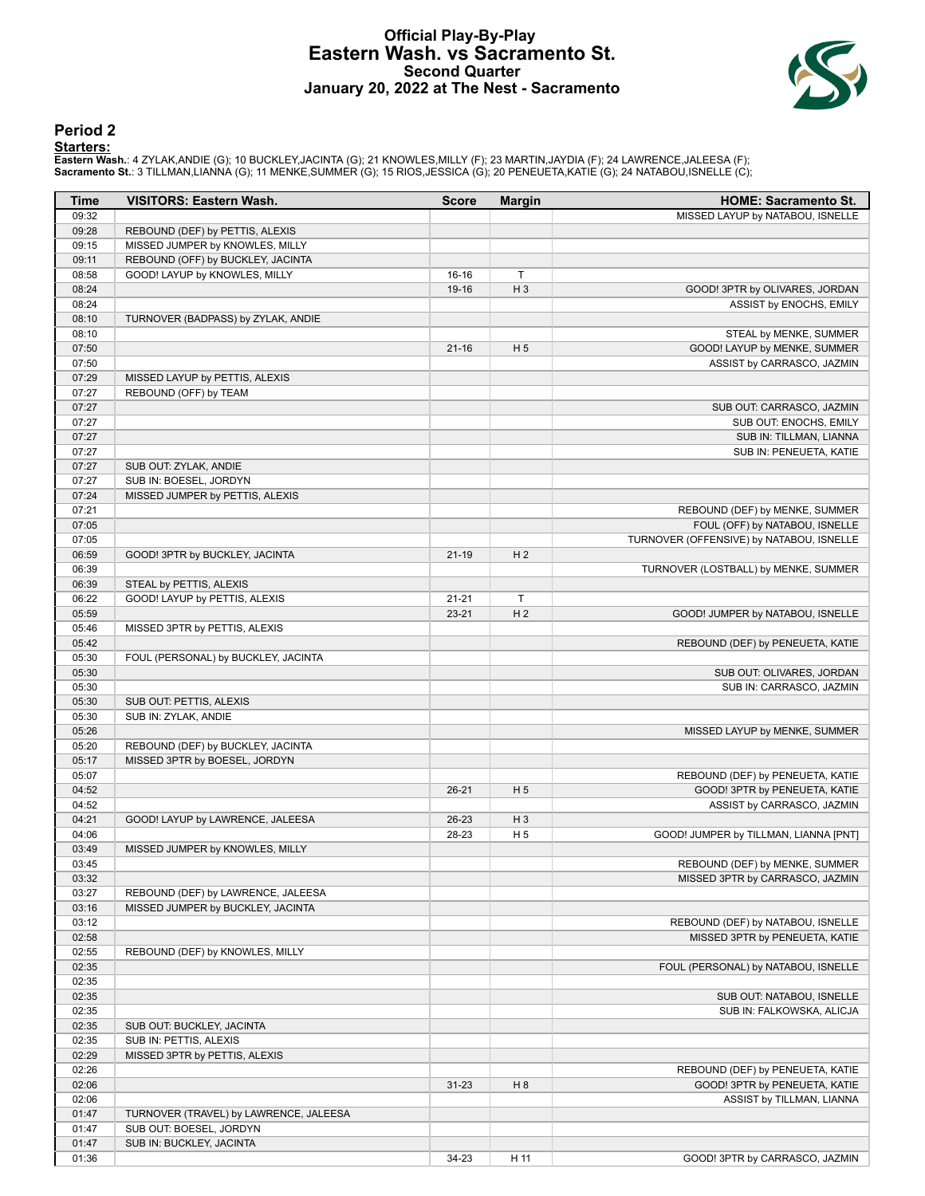# Official Play-By-Play
# Eastern Wash. vs Sacramento St.
# Second Quarter
# January 20, 2022 at The Nest - Sacramento

## Period 2

**Starters:**

**Eastern Wash.**: 4 ZYLAK,ANDIE (G); 10 BUCKLEY,JACINTA (G); 21 KNOWLES,MILLY (F); 23 MARTIN,JAYDIA (F); 24 LAWRENCE,JALEESA (F);
**Sacramento St.**: 3 TILLMAN,LIANNA (G); 11 MENKE,SUMMER (G); 15 RIOS,JESSICA (G); 20 PENEUETA,KATIE (G); 24 NATABOU,ISNELLE (C);

| Time | VISITORS: Eastern Wash. | Score | Margin | HOME: Sacramento St. |
|---|---|---|---|---|
| 09:32 | | | | MISSED LAYUP by NATABOU, ISNELLE |
| 09:28 | REBOUND (DEF) by PETTIS, ALEXIS | | | |
| 09:15 | MISSED JUMPER by KNOWLES, MILLY | | | |
| 09:11 | REBOUND (OFF) by BUCKLEY, JACINTA | | | |
| 08:58 | GOOD! LAYUP by KNOWLES, MILLY | 16-16 | T | |
| 08:24 | | 19-16 | H 3 | GOOD! 3PTR by OLIVARES, JORDAN |
| 08:24 | | | | ASSIST by ENOCHS, EMILY |
| 08:10 | TURNOVER (BADPASS) by ZYLAK, ANDIE | | | |
| 08:10 | | | | STEAL by MENKE, SUMMER |
| 07:50 | | 21-16 | H 5 | GOOD! LAYUP by MENKE, SUMMER |
| 07:50 | | | | ASSIST by CARRASCO, JAZMIN |
| 07:29 | MISSED LAYUP by PETTIS, ALEXIS | | | |
| 07:27 | REBOUND (OFF) by TEAM | | | |
| 07:27 | | | | SUB OUT: CARRASCO, JAZMIN |
| 07:27 | | | | SUB OUT: ENOCHS, EMILY |
| 07:27 | | | | SUB IN: TILLMAN, LIANNA |
| 07:27 | | | | SUB IN: PENEUETA, KATIE |
| 07:27 | SUB OUT: ZYLAK, ANDIE | | | |
| 07:27 | SUB IN: BOESEL, JORDYN | | | |
| 07:24 | MISSED JUMPER by PETTIS, ALEXIS | | | |
| 07:21 | | | | REBOUND (DEF) by MENKE, SUMMER |
| 07:05 | | | | FOUL (OFF) by NATABOU, ISNELLE |
| 07:05 | | | | TURNOVER (OFFENSIVE) by NATABOU, ISNELLE |
| 06:59 | GOOD! 3PTR by BUCKLEY, JACINTA | 21-19 | H 2 | |
| 06:39 | | | | TURNOVER (LOSTBALL) by MENKE, SUMMER |
| 06:39 | STEAL by PETTIS, ALEXIS | | | |
| 06:22 | GOOD! LAYUP by PETTIS, ALEXIS | 21-21 | T | |
| 05:59 | | 23-21 | H 2 | GOOD! JUMPER by NATABOU, ISNELLE |
| 05:46 | MISSED 3PTR by PETTIS, ALEXIS | | | |
| 05:42 | | | | REBOUND (DEF) by PENEUETA, KATIE |
| 05:30 | FOUL (PERSONAL) by BUCKLEY, JACINTA | | | |
| 05:30 | | | | SUB OUT: OLIVARES, JORDAN |
| 05:30 | | | | SUB IN: CARRASCO, JAZMIN |
| 05:30 | SUB OUT: PETTIS, ALEXIS | | | |
| 05:30 | SUB IN: ZYLAK, ANDIE | | | |
| 05:26 | | | | MISSED LAYUP by MENKE, SUMMER |
| 05:20 | REBOUND (DEF) by BUCKLEY, JACINTA | | | |
| 05:17 | MISSED 3PTR by BOESEL, JORDYN | | | |
| 05:07 | | | | REBOUND (DEF) by PENEUETA, KATIE |
| 04:52 | | 26-21 | H 5 | GOOD! 3PTR by PENEUETA, KATIE |
| 04:52 | | | | ASSIST by CARRASCO, JAZMIN |
| 04:21 | GOOD! LAYUP by LAWRENCE, JALEESA | 26-23 | H 3 | |
| 04:06 | | 28-23 | H 5 | GOOD! JUMPER by TILLMAN, LIANNA [PNT] |
| 03:49 | MISSED JUMPER by KNOWLES, MILLY | | | |
| 03:45 | | | | REBOUND (DEF) by MENKE, SUMMER |
| 03:32 | | | | MISSED 3PTR by CARRASCO, JAZMIN |
| 03:27 | REBOUND (DEF) by LAWRENCE, JALEESA | | | |
| 03:16 | MISSED JUMPER by BUCKLEY, JACINTA | | | |
| 03:12 | | | | REBOUND (DEF) by NATABOU, ISNELLE |
| 02:58 | | | | MISSED 3PTR by PENEUETA, KATIE |
| 02:55 | REBOUND (DEF) by KNOWLES, MILLY | | | |
| 02:35 | | | | FOUL (PERSONAL) by NATABOU, ISNELLE |
| 02:35 | | | | |
| 02:35 | | | | SUB OUT: NATABOU, ISNELLE |
| 02:35 | | | | SUB IN: FALKOWSKA, ALICJA |
| 02:35 | SUB OUT: BUCKLEY, JACINTA | | | |
| 02:35 | SUB IN: PETTIS, ALEXIS | | | |
| 02:29 | MISSED 3PTR by PETTIS, ALEXIS | | | |
| 02:26 | | | | REBOUND (DEF) by PENEUETA, KATIE |
| 02:06 | | 31-23 | H 8 | GOOD! 3PTR by PENEUETA, KATIE |
| 02:06 | | | | ASSIST by TILLMAN, LIANNA |
| 01:47 | TURNOVER (TRAVEL) by LAWRENCE, JALEESA | | | |
| 01:47 | SUB OUT: BOESEL, JORDYN | | | |
| 01:47 | SUB IN: BUCKLEY, JACINTA | | | |
| 01:36 | | 34-23 | H 11 | GOOD! 3PTR by CARRASCO, JAZMIN |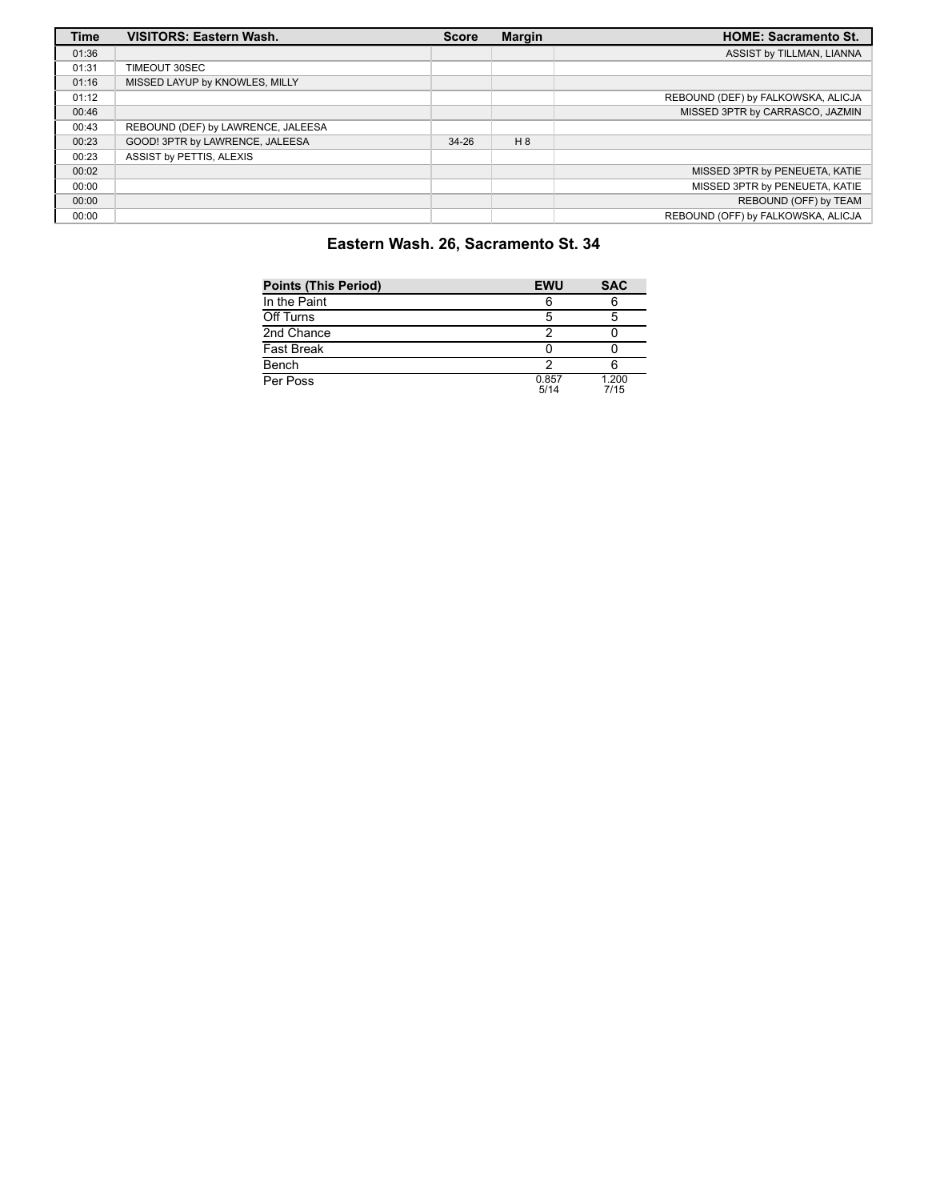| Time | VISITORS: Eastern Wash. | Score | Margin | HOME: Sacramento St. |
| --- | --- | --- | --- | --- |
| 01:36 | | | | ASSIST by TILLMAN, LIANNA |
| 01:31 | TIMEOUT 30SEC | | | |
| 01:16 | MISSED LAYUP by KNOWLES, MILLY | | | |
| 01:12 | | | | REBOUND (DEF) by FALKOWSKA, ALICJA |
| 00:46 | | | | MISSED 3PTR by CARRASCO, JAZMIN |
| 00:43 | REBOUND (DEF) by LAWRENCE, JALEESA | | | |
| 00:23 | GOOD! 3PTR by LAWRENCE, JALEESA | 34-26 | H 8 | |
| 00:23 | ASSIST by PETTIS, ALEXIS | | | |
| 00:02 | | | | MISSED 3PTR by PENEUETA, KATIE |
| 00:00 | | | | MISSED 3PTR by PENEUETA, KATIE |
| 00:00 | | | | REBOUND (OFF) by TEAM |
| 00:00 | | | | REBOUND (OFF) by FALKOWSKA, ALICJA |

## Eastern Wash. 26, Sacramento St. 34

| Points (This Period) | EWU | SAC |
| --- | --- | --- |
| In the Paint | 6 | 6 |
| Off Turns | 5 | 5 |
| 2nd Chance | 2 | 0 |
| Fast Break | 0 | 0 |
| Bench | 2 | 6 |
| Per Poss | 0.857 5/14 | 1.200 7/15 |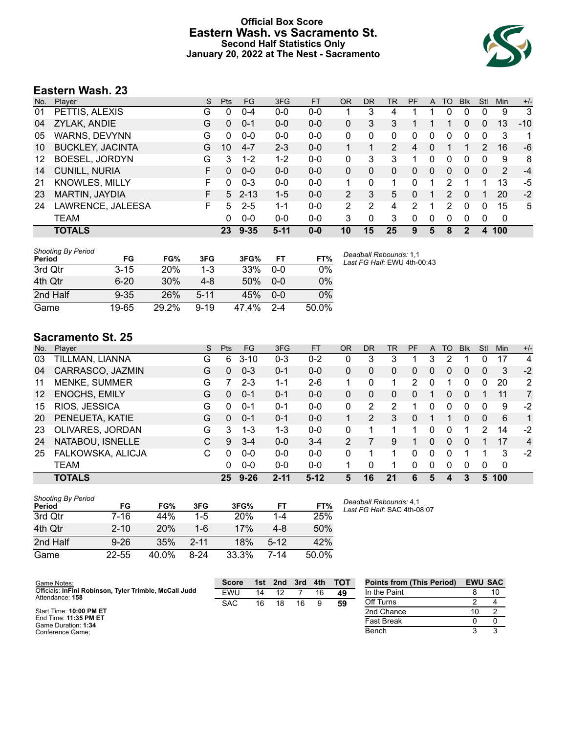# Official Box Score
## Eastern Wash. vs Sacramento St.
### Second Half Statistics Only
### January 20, 2022 at The Nest - Sacramento

## Eastern Wash. 23

| No. | Player | S | Pts | FG | 3FG | FT | OR | DR | TR | PF | A | TO | Blk | Stl | Min | +/- |
|---|---|---|---|---|---|---|---|---|---|---|---|---|---|---|---|---|
| 01 | PETTIS, ALEXIS | G | 0 | 0-4 | 0-0 | 0-0 | 1 | 3 | 4 | 1 | 1 | 0 | 0 | 0 | 9 | 3 |
| 04 | ZYLAK, ANDIE | G | 0 | 0-1 | 0-0 | 0-0 | 0 | 3 | 3 | 1 | 1 | 1 | 0 | 0 | 13 | -10 |
| 05 | WARNS, DEVYNN | G | 0 | 0-0 | 0-0 | 0-0 | 0 | 0 | 0 | 0 | 0 | 0 | 0 | 0 | 3 | 1 |
| 10 | BUCKLEY, JACINTA | G | 10 | 4-7 | 2-3 | 0-0 | 1 | 1 | 2 | 4 | 0 | 1 | 1 | 2 | 16 | -6 |
| 12 | BOESEL, JORDYN | G | 3 | 1-2 | 1-2 | 0-0 | 0 | 3 | 3 | 1 | 0 | 0 | 0 | 0 | 9 | 8 |
| 14 | CUNILL, NURIA | F | 0 | 0-0 | 0-0 | 0-0 | 0 | 0 | 0 | 0 | 0 | 0 | 0 | 0 | 2 | -4 |
| 21 | KNOWLES, MILLY | F | 0 | 0-3 | 0-0 | 0-0 | 1 | 0 | 1 | 0 | 1 | 2 | 1 | 1 | 13 | -5 |
| 23 | MARTIN, JAYDIA | F | 5 | 2-13 | 1-5 | 0-0 | 2 | 3 | 5 | 0 | 1 | 2 | 0 | 1 | 20 | -2 |
| 24 | LAWRENCE, JALEESA | F | 5 | 2-5 | 1-1 | 0-0 | 2 | 2 | 4 | 2 | 1 | 2 | 0 | 0 | 15 | 5 |
| | TEAM | | 0 | 0-0 | 0-0 | 0-0 | 3 | 0 | 3 | 0 | 0 | 0 | 0 | 0 | 0 | |
| | **TOTALS** | | **23** | **9-35** | **5-11** | **0-0** | **10** | **15** | **25** | **9** | **5** | **8** | **2** | **4** | **100** | |

*Shooting By Period*

| Period | FG | FG% | 3FG | 3FG% | FT | FT% |
|---|---|---|---|---|---|---|
| 3rd Qtr | 3-15 | 20% | 1-3 | 33% | 0-0 | 0% |
| 4th Qtr | 6-20 | 30% | 4-8 | 50% | 0-0 | 0% |
| 2nd Half | 9-35 | 26% | 5-11 | 45% | 0-0 | 0% |
| Game | 19-65 | 29.2% | 9-19 | 47.4% | 2-4 | 50.0% |

*Deadball Rebounds:* 1,1
*Last FG Half:* EWU 4th-00:43

## Sacramento St. 25

| No. | Player | S | Pts | FG | 3FG | FT | OR | DR | TR | PF | A | TO | Blk | Stl | Min | +/- |
|---|---|---|---|---|---|---|---|---|---|---|---|---|---|---|---|---|
| 03 | TILLMAN, LIANNA | G | 6 | 3-10 | 0-3 | 0-2 | 0 | 3 | 3 | 1 | 3 | 2 | 1 | 0 | 17 | 4 |
| 04 | CARRASCO, JAZMIN | G | 0 | 0-3 | 0-1 | 0-0 | 0 | 0 | 0 | 0 | 0 | 0 | 0 | 0 | 3 | -2 |
| 11 | MENKE, SUMMER | G | 7 | 2-3 | 1-1 | 2-6 | 1 | 0 | 1 | 2 | 0 | 1 | 0 | 0 | 20 | 2 |
| 12 | ENOCHS, EMILY | G | 0 | 0-1 | 0-1 | 0-0 | 0 | 0 | 0 | 0 | 1 | 0 | 0 | 1 | 11 | 7 |
| 15 | RIOS, JESSICA | G | 0 | 0-1 | 0-1 | 0-0 | 0 | 2 | 2 | 1 | 0 | 0 | 0 | 0 | 9 | -2 |
| 20 | PENEUETA, KATIE | G | 0 | 0-1 | 0-1 | 0-0 | 1 | 2 | 3 | 0 | 1 | 1 | 0 | 0 | 6 | 1 |
| 23 | OLIVARES, JORDAN | G | 3 | 1-3 | 1-3 | 0-0 | 0 | 1 | 1 | 1 | 0 | 0 | 1 | 2 | 14 | -2 |
| 24 | NATABOU, ISNELLE | C | 9 | 3-4 | 0-0 | 3-4 | 2 | 7 | 9 | 1 | 0 | 0 | 0 | 1 | 17 | 4 |
| 25 | FALKOWSKA, ALICJA | C | 0 | 0-0 | 0-0 | 0-0 | 0 | 1 | 1 | 0 | 0 | 0 | 1 | 1 | 3 | -2 |
| | TEAM | | 0 | 0-0 | 0-0 | 0-0 | 1 | 0 | 1 | 0 | 0 | 0 | 0 | 0 | 0 | |
| | **TOTALS** | | **25** | **9-26** | **2-11** | **5-12** | **5** | **16** | **21** | **6** | **5** | **4** | **3** | **5** | **100** | |

*Shooting By Period*

| Period | FG | FG% | 3FG | 3FG% | FT | FT% |
|---|---|---|---|---|---|---|
| 3rd Qtr | 7-16 | 44% | 1-5 | 20% | 1-4 | 25% |
| 4th Qtr | 2-10 | 20% | 1-6 | 17% | 4-8 | 50% |
| 2nd Half | 9-26 | 35% | 2-11 | 18% | 5-12 | 42% |
| Game | 22-55 | 40.0% | 8-24 | 33.3% | 7-14 | 50.0% |

*Deadball Rebounds:* 4,1
*Last FG Half:* SAC 4th-08:07

Game Notes:
Officials: **InFini Robinson, Tyler Trimble, McCall Judd**
Attendance: **158**

Start Time: **10:00 PM ET**
End Time: **11:35 PM ET**
Game Duration: **1:34**
Conference Game;

| Score | 1st | 2nd | 3rd | 4th | TOT |
|---|---|---|---|---|---|
| EWU | 14 | 12 | 7 | 16 | **49** |
| SAC | 16 | 18 | 16 | 9 | **59** |

| Points from (This Period) | EWU | SAC |
|---|---|---|
| In the Paint | 8 | 10 |
| Off Turns | 2 | 4 |
| 2nd Chance | 10 | 2 |
| Fast Break | 0 | 0 |
| Bench | 3 | 3 |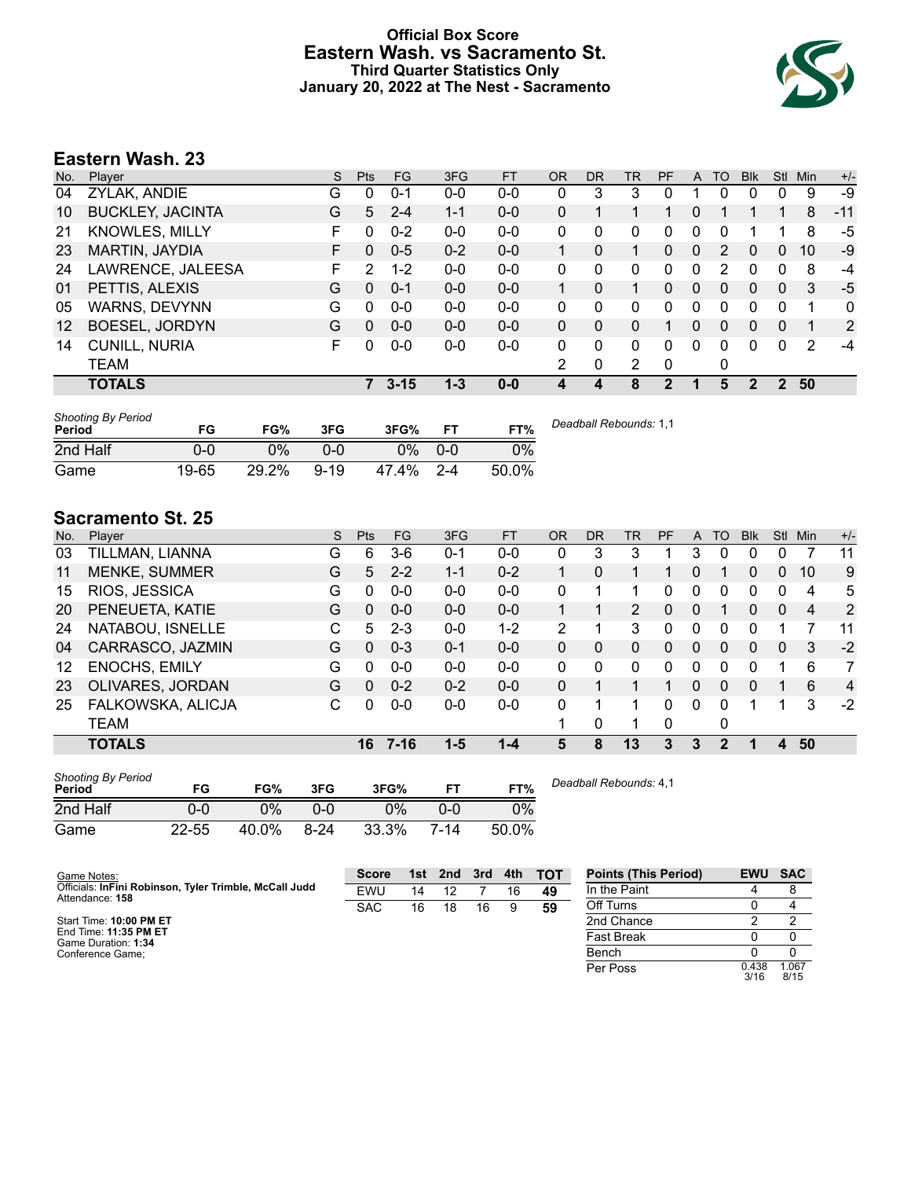# Official Box Score
## Eastern Wash. vs Sacramento St.
### Third Quarter Statistics Only
### January 20, 2022 at The Nest - Sacramento

## Eastern Wash. 23

| No. | Player | S | Pts | FG | 3FG | FT | OR | DR | TR | PF | A | TO | Blk | Stl | Min | +/- |
|---|---|---|---|---|---|---|---|---|---|---|---|---|---|---|---|---|
| 04 | ZYLAK, ANDIE | G | 0 | 0-1 | 0-0 | 0-0 | 0 | 3 | 3 | 0 | 1 | 0 | 0 | 0 | 9 | -9 |
| 10 | BUCKLEY, JACINTA | G | 5 | 2-4 | 1-1 | 0-0 | 0 | 1 | 1 | 1 | 0 | 1 | 1 | 1 | 8 | -11 |
| 21 | KNOWLES, MILLY | F | 0 | 0-2 | 0-0 | 0-0 | 0 | 0 | 0 | 0 | 0 | 0 | 1 | 1 | 8 | -5 |
| 23 | MARTIN, JAYDIA | F | 0 | 0-5 | 0-2 | 0-0 | 1 | 0 | 1 | 0 | 0 | 2 | 0 | 0 | 10 | -9 |
| 24 | LAWRENCE, JALEESA | F | 2 | 1-2 | 0-0 | 0-0 | 0 | 0 | 0 | 0 | 0 | 2 | 0 | 0 | 8 | -4 |
| 01 | PETTIS, ALEXIS | G | 0 | 0-1 | 0-0 | 0-0 | 1 | 0 | 1 | 0 | 0 | 0 | 0 | 0 | 3 | -5 |
| 05 | WARNS, DEVYNN | G | 0 | 0-0 | 0-0 | 0-0 | 0 | 0 | 0 | 0 | 0 | 0 | 0 | 0 | 1 | 0 |
| 12 | BOESEL, JORDYN | G | 0 | 0-0 | 0-0 | 0-0 | 0 | 0 | 0 | 1 | 0 | 0 | 0 | 0 | 1 | 2 |
| 14 | CUNILL, NURIA | F | 0 | 0-0 | 0-0 | 0-0 | 0 | 0 | 0 | 0 | 0 | 0 | 0 | 0 | 2 | -4 |
| | TEAM | | | | | | 2 | 0 | 2 | 0 | | 0 | | | | |
| | **TOTALS** | | **7** | **3-15** | **1-3** | **0-0** | **4** | **4** | **8** | **2** | **1** | **5** | **2** | **2** | **50** | |

| Shooting By Period Period | FG | FG% | 3FG | 3FG% | FT | FT% |
|---|---|---|---|---|---|---|
| 2nd Half | 0-0 | 0% | 0-0 | 0% | 0-0 | 0% |
| Game | 19-65 | 29.2% | 9-19 | 47.4% | 2-4 | 50.0% |

*Deadball Rebounds:* 1,1

## Sacramento St. 25

| No. | Player | S | Pts | FG | 3FG | FT | OR | DR | TR | PF | A | TO | Blk | Stl | Min | +/- |
|---|---|---|---|---|---|---|---|---|---|---|---|---|---|---|---|---|
| 03 | TILLMAN, LIANNA | G | 6 | 3-6 | 0-1 | 0-0 | 0 | 3 | 3 | 1 | 3 | 0 | 0 | 0 | 7 | 11 |
| 11 | MENKE, SUMMER | G | 5 | 2-2 | 1-1 | 0-2 | 1 | 0 | 1 | 1 | 0 | 1 | 0 | 0 | 10 | 9 |
| 15 | RIOS, JESSICA | G | 0 | 0-0 | 0-0 | 0-0 | 0 | 1 | 1 | 0 | 0 | 0 | 0 | 0 | 4 | 5 |
| 20 | PENEUETA, KATIE | G | 0 | 0-0 | 0-0 | 0-0 | 1 | 1 | 2 | 0 | 0 | 1 | 0 | 0 | 4 | 2 |
| 24 | NATABOU, ISNELLE | C | 5 | 2-3 | 0-0 | 1-2 | 2 | 1 | 3 | 0 | 0 | 0 | 0 | 1 | 7 | 11 |
| 04 | CARRASCO, JAZMIN | G | 0 | 0-3 | 0-1 | 0-0 | 0 | 0 | 0 | 0 | 0 | 0 | 0 | 0 | 3 | -2 |
| 12 | ENOCHS, EMILY | G | 0 | 0-0 | 0-0 | 0-0 | 0 | 0 | 0 | 0 | 0 | 0 | 0 | 1 | 6 | 7 |
| 23 | OLIVARES, JORDAN | G | 0 | 0-2 | 0-2 | 0-0 | 0 | 1 | 1 | 1 | 0 | 0 | 0 | 1 | 6 | 4 |
| 25 | FALKOWSKA, ALICJA | C | 0 | 0-0 | 0-0 | 0-0 | 0 | 1 | 1 | 0 | 0 | 0 | 1 | 1 | 3 | -2 |
| | TEAM | | | | | | 1 | 0 | 1 | 0 | | 0 | | | | |
| | **TOTALS** | | **16** | **7-16** | **1-5** | **1-4** | **5** | **8** | **13** | **3** | **3** | **2** | **1** | **4** | **50** | |

| Shooting By Period Period | FG | FG% | 3FG | 3FG% | FT | FT% |
|---|---|---|---|---|---|---|
| 2nd Half | 0-0 | 0% | 0-0 | 0% | 0-0 | 0% |
| Game | 22-55 | 40.0% | 8-24 | 33.3% | 7-14 | 50.0% |

*Deadball Rebounds:* 4,1

Game Notes:
Officials: **InFini Robinson, Tyler Trimble, McCall Judd**
Attendance: **158**

Start Time: **10:00 PM ET**
End Time: **11:35 PM ET**
Game Duration: **1:34**
Conference Game;

| Score | 1st | 2nd | 3rd | 4th | TOT |
|---|---|---|---|---|---|
| EWU | 14 | 12 | 7 | 16 | **49** |
| SAC | 16 | 18 | 16 | 9 | **59** |

| Points (This Period) | EWU | SAC |
|---|---|---|
| In the Paint | 4 | 8 |
| Off Turns | 0 | 4 |
| 2nd Chance | 2 | 2 |
| Fast Break | 0 | 0 |
| Bench | 0 | 0 |
| Per Poss | 0.438 3/16 | 1.067 8/15 |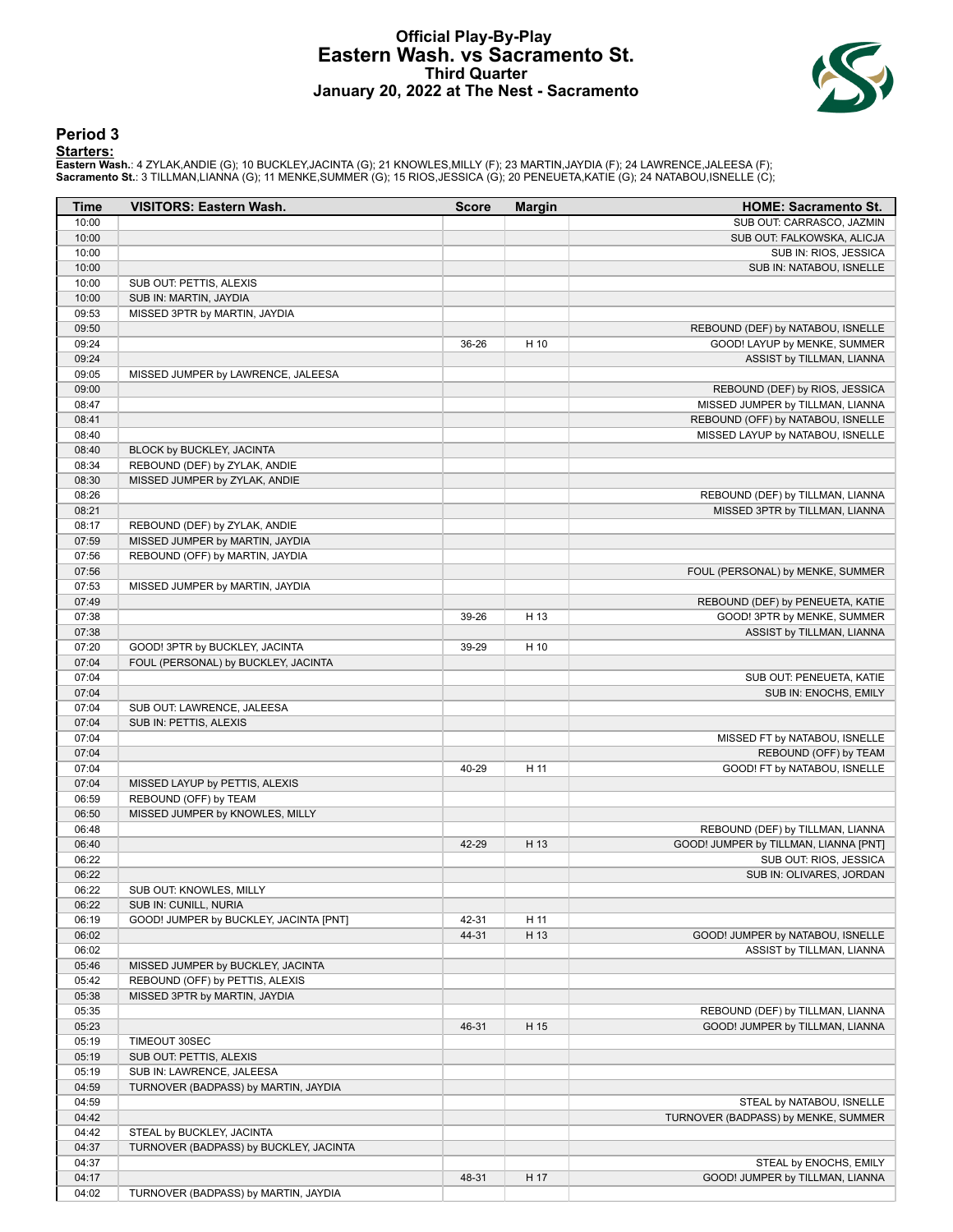# Official Play-By-Play
# Eastern Wash. vs Sacramento St.
# Third Quarter
# January 20, 2022 at The Nest - Sacramento

## Period 3

**Starters:**

**Eastern Wash.**: 4 ZYLAK,ANDIE (G); 10 BUCKLEY,JACINTA (G); 21 KNOWLES,MILLY (F); 23 MARTIN,JAYDIA (F); 24 LAWRENCE,JALEESA (F);
**Sacramento St.**: 3 TILLMAN,LIANNA (G); 11 MENKE,SUMMER (G); 15 RIOS,JESSICA (G); 20 PENEUETA,KATIE (G); 24 NATABOU,ISNELLE (C);

| Time | VISITORS: Eastern Wash. | Score | Margin | HOME: Sacramento St. |
|---|---|---|---|---|
| 10:00 | | | | SUB OUT: CARRASCO, JAZMIN |
| 10:00 | | | | SUB OUT: FALKOWSKA, ALICJA |
| 10:00 | | | | SUB IN: RIOS, JESSICA |
| 10:00 | | | | SUB IN: NATABOU, ISNELLE |
| 10:00 | SUB OUT: PETTIS, ALEXIS | | | |
| 10:00 | SUB IN: MARTIN, JAYDIA | | | |
| 09:53 | MISSED 3PTR by MARTIN, JAYDIA | | | |
| 09:50 | | | | REBOUND (DEF) by NATABOU, ISNELLE |
| 09:24 | | 36-26 | H 10 | GOOD! LAYUP by MENKE, SUMMER |
| 09:24 | | | | ASSIST by TILLMAN, LIANNA |
| 09:05 | MISSED JUMPER by LAWRENCE, JALEESA | | | |
| 09:00 | | | | REBOUND (DEF) by RIOS, JESSICA |
| 08:47 | | | | MISSED JUMPER by TILLMAN, LIANNA |
| 08:41 | | | | REBOUND (OFF) by NATABOU, ISNELLE |
| 08:40 | | | | MISSED LAYUP by NATABOU, ISNELLE |
| 08:40 | BLOCK by BUCKLEY, JACINTA | | | |
| 08:34 | REBOUND (DEF) by ZYLAK, ANDIE | | | |
| 08:30 | MISSED JUMPER by ZYLAK, ANDIE | | | |
| 08:26 | | | | REBOUND (DEF) by TILLMAN, LIANNA |
| 08:21 | | | | MISSED 3PTR by TILLMAN, LIANNA |
| 08:17 | REBOUND (DEF) by ZYLAK, ANDIE | | | |
| 07:59 | MISSED JUMPER by MARTIN, JAYDIA | | | |
| 07:56 | REBOUND (OFF) by MARTIN, JAYDIA | | | |
| 07:56 | | | | FOUL (PERSONAL) by MENKE, SUMMER |
| 07:53 | MISSED JUMPER by MARTIN, JAYDIA | | | |
| 07:49 | | | | REBOUND (DEF) by PENEUETA, KATIE |
| 07:38 | | 39-26 | H 13 | GOOD! 3PTR by MENKE, SUMMER |
| 07:38 | | | | ASSIST by TILLMAN, LIANNA |
| 07:20 | GOOD! 3PTR by BUCKLEY, JACINTA | 39-29 | H 10 | |
| 07:04 | FOUL (PERSONAL) by BUCKLEY, JACINTA | | | |
| 07:04 | | | | SUB OUT: PENEUETA, KATIE |
| 07:04 | | | | SUB IN: ENOCHS, EMILY |
| 07:04 | SUB OUT: LAWRENCE, JALEESA | | | |
| 07:04 | SUB IN: PETTIS, ALEXIS | | | |
| 07:04 | | | | MISSED FT by NATABOU, ISNELLE |
| 07:04 | | | | REBOUND (OFF) by TEAM |
| 07:04 | | 40-29 | H 11 | GOOD! FT by NATABOU, ISNELLE |
| 07:04 | MISSED LAYUP by PETTIS, ALEXIS | | | |
| 06:59 | REBOUND (OFF) by TEAM | | | |
| 06:50 | MISSED JUMPER by KNOWLES, MILLY | | | |
| 06:48 | | | | REBOUND (DEF) by TILLMAN, LIANNA |
| 06:40 | | 42-29 | H 13 | GOOD! JUMPER by TILLMAN, LIANNA [PNT] |
| 06:22 | | | | SUB OUT: RIOS, JESSICA |
| 06:22 | | | | SUB IN: OLIVARES, JORDAN |
| 06:22 | SUB OUT: KNOWLES, MILLY | | | |
| 06:22 | SUB IN: CUNILL, NURIA | | | |
| 06:19 | GOOD! JUMPER by BUCKLEY, JACINTA [PNT] | 42-31 | H 11 | |
| 06:02 | | 44-31 | H 13 | GOOD! JUMPER by NATABOU, ISNELLE |
| 06:02 | | | | ASSIST by TILLMAN, LIANNA |
| 05:46 | MISSED JUMPER by BUCKLEY, JACINTA | | | |
| 05:42 | REBOUND (OFF) by PETTIS, ALEXIS | | | |
| 05:38 | MISSED 3PTR by MARTIN, JAYDIA | | | |
| 05:35 | | | | REBOUND (DEF) by TILLMAN, LIANNA |
| 05:23 | | 46-31 | H 15 | GOOD! JUMPER by TILLMAN, LIANNA |
| 05:19 | TIMEOUT 30SEC | | | |
| 05:19 | SUB OUT: PETTIS, ALEXIS | | | |
| 05:19 | SUB IN: LAWRENCE, JALEESA | | | |
| 04:59 | TURNOVER (BADPASS) by MARTIN, JAYDIA | | | |
| 04:59 | | | | STEAL by NATABOU, ISNELLE |
| 04:42 | | | | TURNOVER (BADPASS) by MENKE, SUMMER |
| 04:42 | STEAL by BUCKLEY, JACINTA | | | |
| 04:37 | TURNOVER (BADPASS) by BUCKLEY, JACINTA | | | |
| 04:37 | | | | STEAL by ENOCHS, EMILY |
| 04:17 | | 48-31 | H 17 | GOOD! JUMPER by TILLMAN, LIANNA |
| 04:02 | TURNOVER (BADPASS) by MARTIN, JAYDIA | | | |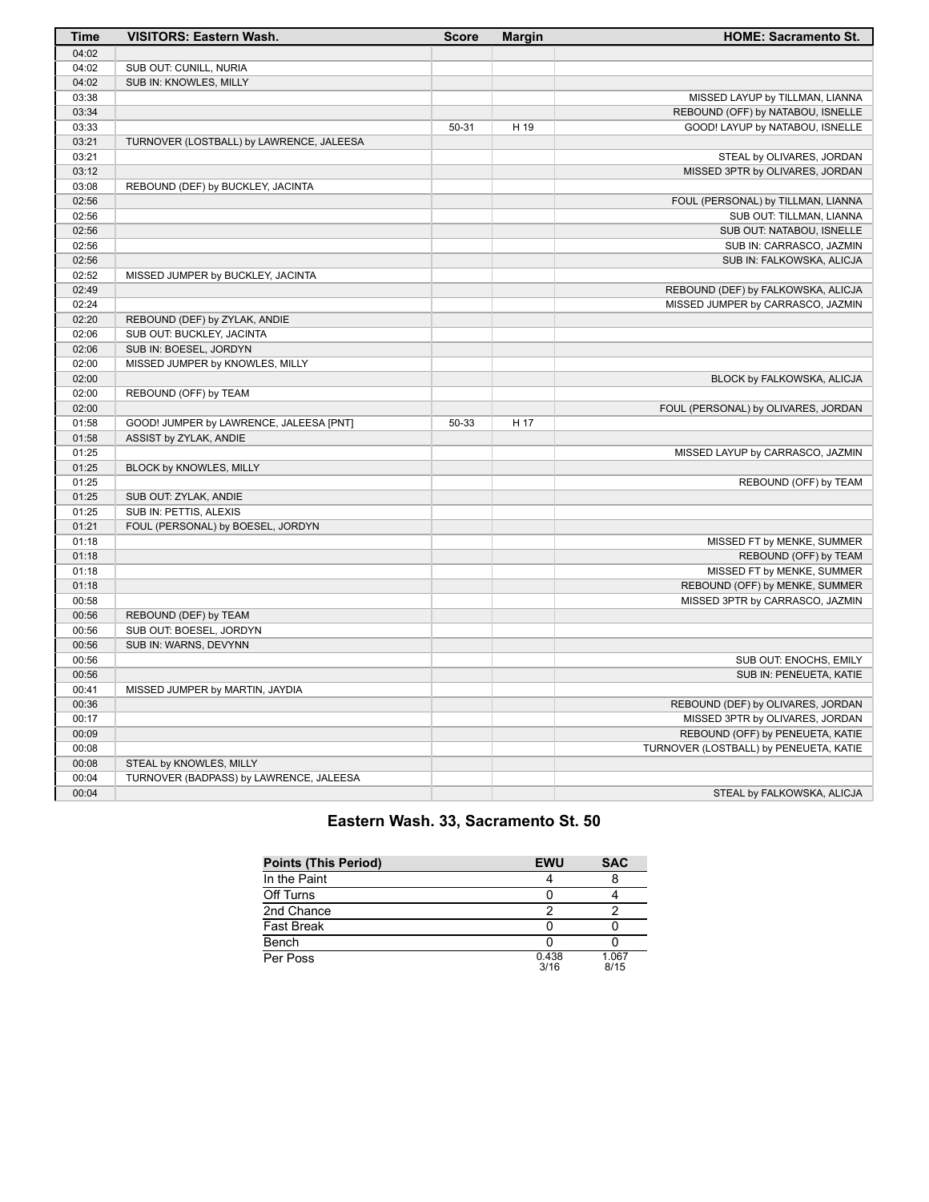| Time | VISITORS: Eastern Wash. | Score | Margin | HOME: Sacramento St. |
|---|---|---|---|---|
| 04:02 | | | | |
| 04:02 | SUB OUT: CUNILL, NURIA | | | |
| 04:02 | SUB IN: KNOWLES, MILLY | | | |
| 03:38 | | | | MISSED LAYUP by TILLMAN, LIANNA |
| 03:34 | | | | REBOUND (OFF) by NATABOU, ISNELLE |
| 03:33 | | 50-31 | H 19 | GOOD! LAYUP by NATABOU, ISNELLE |
| 03:21 | TURNOVER (LOSTBALL) by LAWRENCE, JALEESA | | | |
| 03:21 | | | | STEAL by OLIVARES, JORDAN |
| 03:12 | | | | MISSED 3PTR by OLIVARES, JORDAN |
| 03:08 | REBOUND (DEF) by BUCKLEY, JACINTA | | | |
| 02:56 | | | | FOUL (PERSONAL) by TILLMAN, LIANNA |
| 02:56 | | | | SUB OUT: TILLMAN, LIANNA |
| 02:56 | | | | SUB OUT: NATABOU, ISNELLE |
| 02:56 | | | | SUB IN: CARRASCO, JAZMIN |
| 02:56 | | | | SUB IN: FALKOWSKA, ALICJA |
| 02:52 | MISSED JUMPER by BUCKLEY, JACINTA | | | |
| 02:49 | | | | REBOUND (DEF) by FALKOWSKA, ALICJA |
| 02:24 | | | | MISSED JUMPER by CARRASCO, JAZMIN |
| 02:20 | REBOUND (DEF) by ZYLAK, ANDIE | | | |
| 02:06 | SUB OUT: BUCKLEY, JACINTA | | | |
| 02:06 | SUB IN: BOESEL, JORDYN | | | |
| 02:00 | MISSED JUMPER by KNOWLES, MILLY | | | |
| 02:00 | | | | BLOCK by FALKOWSKA, ALICJA |
| 02:00 | REBOUND (OFF) by TEAM | | | |
| 02:00 | | | | FOUL (PERSONAL) by OLIVARES, JORDAN |
| 01:58 | GOOD! JUMPER by LAWRENCE, JALEESA [PNT] | 50-33 | H 17 | |
| 01:58 | ASSIST by ZYLAK, ANDIE | | | |
| 01:25 | | | | MISSED LAYUP by CARRASCO, JAZMIN |
| 01:25 | BLOCK by KNOWLES, MILLY | | | |
| 01:25 | | | | REBOUND (OFF) by TEAM |
| 01:25 | SUB OUT: ZYLAK, ANDIE | | | |
| 01:25 | SUB IN: PETTIS, ALEXIS | | | |
| 01:21 | FOUL (PERSONAL) by BOESEL, JORDYN | | | |
| 01:18 | | | | MISSED FT by MENKE, SUMMER |
| 01:18 | | | | REBOUND (OFF) by TEAM |
| 01:18 | | | | MISSED FT by MENKE, SUMMER |
| 01:18 | | | | REBOUND (OFF) by MENKE, SUMMER |
| 00:58 | | | | MISSED 3PTR by CARRASCO, JAZMIN |
| 00:56 | REBOUND (DEF) by TEAM | | | |
| 00:56 | SUB OUT: BOESEL, JORDYN | | | |
| 00:56 | SUB IN: WARNS, DEVYNN | | | |
| 00:56 | | | | SUB OUT: ENOCHS, EMILY |
| 00:56 | | | | SUB IN: PENEUETA, KATIE |
| 00:41 | MISSED JUMPER by MARTIN, JAYDIA | | | |
| 00:36 | | | | REBOUND (DEF) by OLIVARES, JORDAN |
| 00:17 | | | | MISSED 3PTR by OLIVARES, JORDAN |
| 00:09 | | | | REBOUND (OFF) by PENEUETA, KATIE |
| 00:08 | | | | TURNOVER (LOSTBALL) by PENEUETA, KATIE |
| 00:08 | STEAL by KNOWLES, MILLY | | | |
| 00:04 | TURNOVER (BADPASS) by LAWRENCE, JALEESA | | | |
| 00:04 | | | | STEAL by FALKOWSKA, ALICJA |

## Eastern Wash. 33, Sacramento St. 50

| Points (This Period) | EWU | SAC |
|---|---|---|
| In the Paint | 4 | 8 |
| Off Turns | 0 | 4 |
| 2nd Chance | 2 | 2 |
| Fast Break | 0 | 0 |
| Bench | 0 | 0 |
| Per Poss | 0.438 3/16 | 1.067 8/15 |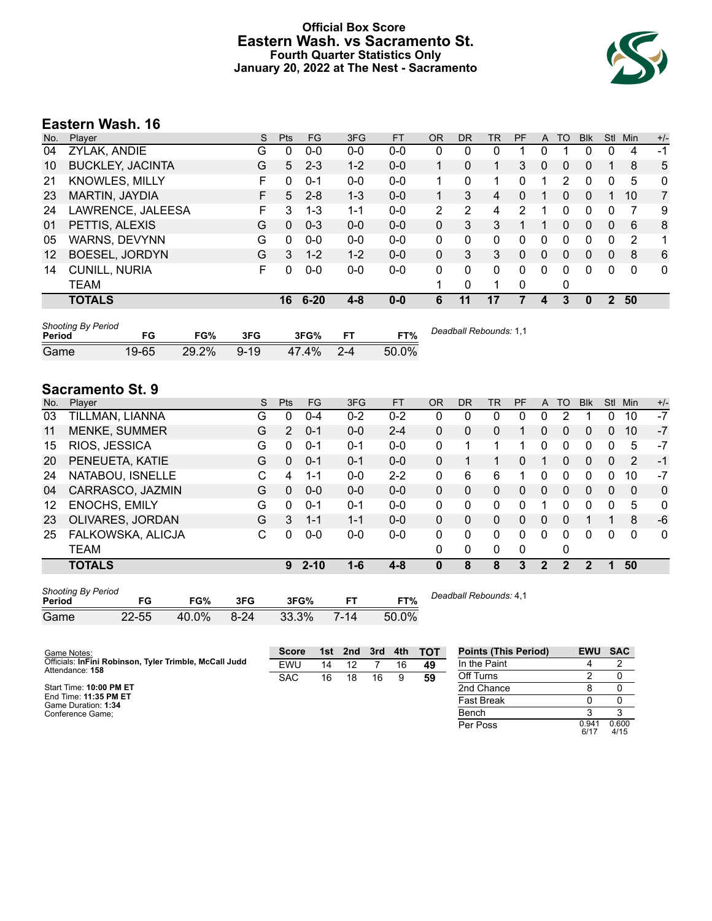# Official Box Score
## Eastern Wash. vs Sacramento St.
### Fourth Quarter Statistics Only
### January 20, 2022 at The Nest - Sacramento

## Eastern Wash. 16

| No. | Player | S | Pts | FG | 3FG | FT | OR | DR | TR | PF | A | TO | Blk | Stl | Min | +/- |
|---|---|---|---|---|---|---|---|---|---|---|---|---|---|---|---|---|
| 04 | ZYLAK, ANDIE | G | 0 | 0-0 | 0-0 | 0-0 | 0 | 0 | 0 | 1 | 0 | 1 | 0 | 0 | 4 | -1 |
| 10 | BUCKLEY, JACINTA | G | 5 | 2-3 | 1-2 | 0-0 | 1 | 0 | 1 | 3 | 0 | 0 | 0 | 1 | 8 | 5 |
| 21 | KNOWLES, MILLY | F | 0 | 0-1 | 0-0 | 0-0 | 1 | 0 | 1 | 0 | 1 | 2 | 0 | 0 | 5 | 0 |
| 23 | MARTIN, JAYDIA | F | 5 | 2-8 | 1-3 | 0-0 | 1 | 3 | 4 | 0 | 1 | 0 | 0 | 1 | 10 | 7 |
| 24 | LAWRENCE, JALEESA | F | 3 | 1-3 | 1-1 | 0-0 | 2 | 2 | 4 | 2 | 1 | 0 | 0 | 0 | 7 | 9 |
| 01 | PETTIS, ALEXIS | G | 0 | 0-3 | 0-0 | 0-0 | 0 | 3 | 3 | 1 | 1 | 0 | 0 | 0 | 6 | 8 |
| 05 | WARNS, DEVYNN | G | 0 | 0-0 | 0-0 | 0-0 | 0 | 0 | 0 | 0 | 0 | 0 | 0 | 0 | 2 | 1 |
| 12 | BOESEL, JORDYN | G | 3 | 1-2 | 1-2 | 0-0 | 0 | 3 | 3 | 0 | 0 | 0 | 0 | 0 | 8 | 6 |
| 14 | CUNILL, NURIA | F | 0 | 0-0 | 0-0 | 0-0 | 0 | 0 | 0 | 0 | 0 | 0 | 0 | 0 | 0 | 0 |
| | TEAM | | | | | | 1 | 0 | 1 | 0 | | 0 | | | | |
| | **TOTALS** | | **16** | **6-20** | **4-8** | **0-0** | **6** | **11** | **17** | **7** | **4** | **3** | **0** | **2** | **50** | |

*Shooting By Period*

| Period | FG | FG% | 3FG | 3FG% | FT | FT% |
|---|---|---|---|---|---|---|
| Game | 19-65 | 29.2% | 9-19 | 47.4% | 2-4 | 50.0% |

*Deadball Rebounds:* 1,1

## Sacramento St. 9

| No. | Player | S | Pts | FG | 3FG | FT | OR | DR | TR | PF | A | TO | Blk | Stl | Min | +/- |
|---|---|---|---|---|---|---|---|---|---|---|---|---|---|---|---|---|
| 03 | TILLMAN, LIANNA | G | 0 | 0-4 | 0-2 | 0-2 | 0 | 0 | 0 | 0 | 0 | 2 | 1 | 0 | 10 | -7 |
| 11 | MENKE, SUMMER | G | 2 | 0-1 | 0-0 | 2-4 | 0 | 0 | 0 | 1 | 0 | 0 | 0 | 0 | 10 | -7 |
| 15 | RIOS, JESSICA | G | 0 | 0-1 | 0-1 | 0-0 | 0 | 1 | 1 | 1 | 0 | 0 | 0 | 0 | 5 | -7 |
| 20 | PENEUETA, KATIE | G | 0 | 0-1 | 0-1 | 0-0 | 0 | 1 | 1 | 0 | 1 | 0 | 0 | 0 | 2 | -1 |
| 24 | NATABOU, ISNELLE | C | 4 | 1-1 | 0-0 | 2-2 | 0 | 6 | 6 | 1 | 0 | 0 | 0 | 0 | 10 | -7 |
| 04 | CARRASCO, JAZMIN | G | 0 | 0-0 | 0-0 | 0-0 | 0 | 0 | 0 | 0 | 0 | 0 | 0 | 0 | 0 | 0 |
| 12 | ENOCHS, EMILY | G | 0 | 0-1 | 0-1 | 0-0 | 0 | 0 | 0 | 0 | 1 | 0 | 0 | 0 | 5 | 0 |
| 23 | OLIVARES, JORDAN | G | 3 | 1-1 | 1-1 | 0-0 | 0 | 0 | 0 | 0 | 0 | 0 | 1 | 1 | 8 | -6 |
| 25 | FALKOWSKA, ALICJA | C | 0 | 0-0 | 0-0 | 0-0 | 0 | 0 | 0 | 0 | 0 | 0 | 0 | 0 | 0 | 0 |
| | TEAM | | | | | | 0 | 0 | 0 | 0 | | 0 | | | | |
| | **TOTALS** | | **9** | **2-10** | **1-6** | **4-8** | **0** | **8** | **8** | **3** | **2** | **2** | **2** | **1** | **50** | |

*Shooting By Period*

| Period | FG | FG% | 3FG | 3FG% | FT | FT% |
|---|---|---|---|---|---|---|
| Game | 22-55 | 40.0% | 8-24 | 33.3% | 7-14 | 50.0% |

*Deadball Rebounds:* 4,1

Game Notes:
Officials: **InFini Robinson, Tyler Trimble, McCall Judd**
Attendance: **158**

Start Time: **10:00 PM ET**
End Time: **11:35 PM ET**
Game Duration: **1:34**
Conference Game;

| Score | 1st | 2nd | 3rd | 4th | TOT |
|---|---|---|---|---|---|
| EWU | 14 | 12 | 7 | 16 | **49** |
| SAC | 16 | 18 | 16 | 9 | **59** |

| Points (This Period) | EWU | SAC |
|---|---|---|
| In the Paint | 4 | 2 |
| Off Turns | 2 | 0 |
| 2nd Chance | 8 | 0 |
| Fast Break | 0 | 0 |
| Bench | 3 | 3 |
| Per Poss | 0.941 6/17 | 0.600 4/15 |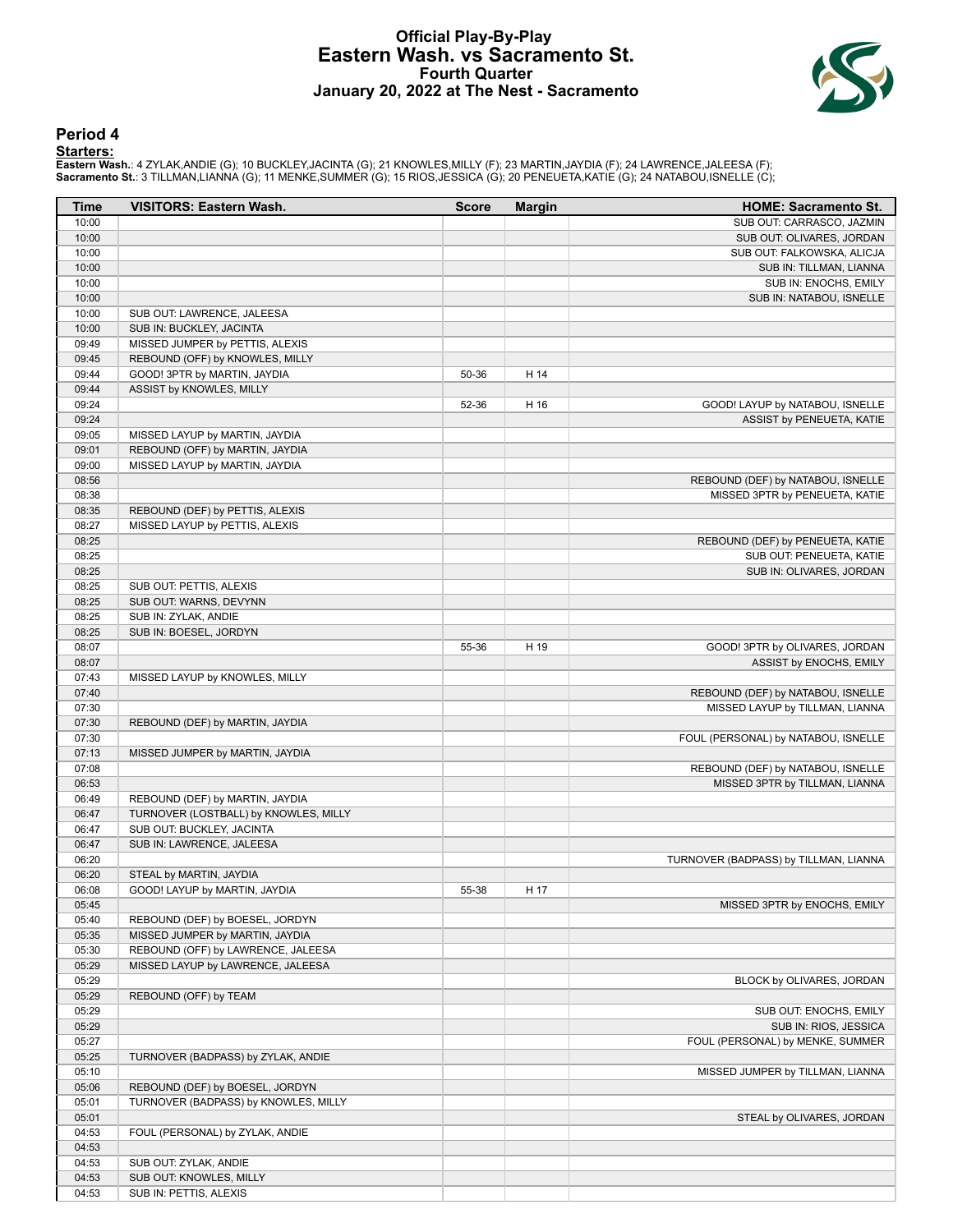# Official Play-By-Play
## Eastern Wash. vs Sacramento St.
### Fourth Quarter
### January 20, 2022 at The Nest - Sacramento

## Period 4

**Starters:**

**Eastern Wash.**: 4 ZYLAK,ANDIE (G); 10 BUCKLEY,JACINTA (G); 21 KNOWLES,MILLY (F); 23 MARTIN,JAYDIA (F); 24 LAWRENCE,JALEESA (F);
**Sacramento St.**: 3 TILLMAN,LIANNA (G); 11 MENKE,SUMMER (G); 15 RIOS,JESSICA (G); 20 PENEUETA,KATIE (G); 24 NATABOU,ISNELLE (C);

| Time | VISITORS: Eastern Wash. | Score | Margin | HOME: Sacramento St. |
|---|---|---|---|---|
| 10:00 | | | | SUB OUT: CARRASCO, JAZMIN |
| 10:00 | | | | SUB OUT: OLIVARES, JORDAN |
| 10:00 | | | | SUB OUT: FALKOWSKA, ALICJA |
| 10:00 | | | | SUB IN: TILLMAN, LIANNA |
| 10:00 | | | | SUB IN: ENOCHS, EMILY |
| 10:00 | | | | SUB IN: NATABOU, ISNELLE |
| 10:00 | SUB OUT: LAWRENCE, JALEESA | | | |
| 10:00 | SUB IN: BUCKLEY, JACINTA | | | |
| 09:49 | MISSED JUMPER by PETTIS, ALEXIS | | | |
| 09:45 | REBOUND (OFF) by KNOWLES, MILLY | | | |
| 09:44 | GOOD! 3PTR by MARTIN, JAYDIA | 50-36 | H 14 | |
| 09:44 | ASSIST by KNOWLES, MILLY | | | |
| 09:24 | | 52-36 | H 16 | GOOD! LAYUP by NATABOU, ISNELLE |
| 09:24 | | | | ASSIST by PENEUETA, KATIE |
| 09:05 | MISSED LAYUP by MARTIN, JAYDIA | | | |
| 09:01 | REBOUND (OFF) by MARTIN, JAYDIA | | | |
| 09:00 | MISSED LAYUP by MARTIN, JAYDIA | | | |
| 08:56 | | | | REBOUND (DEF) by NATABOU, ISNELLE |
| 08:38 | | | | MISSED 3PTR by PENEUETA, KATIE |
| 08:35 | REBOUND (DEF) by PETTIS, ALEXIS | | | |
| 08:27 | MISSED LAYUP by PETTIS, ALEXIS | | | |
| 08:25 | | | | REBOUND (DEF) by PENEUETA, KATIE |
| 08:25 | | | | SUB OUT: PENEUETA, KATIE |
| 08:25 | | | | SUB IN: OLIVARES, JORDAN |
| 08:25 | SUB OUT: PETTIS, ALEXIS | | | |
| 08:25 | SUB OUT: WARNS, DEVYNN | | | |
| 08:25 | SUB IN: ZYLAK, ANDIE | | | |
| 08:25 | SUB IN: BOESEL, JORDYN | | | |
| 08:07 | | 55-36 | H 19 | GOOD! 3PTR by OLIVARES, JORDAN |
| 08:07 | | | | ASSIST by ENOCHS, EMILY |
| 07:43 | MISSED LAYUP by KNOWLES, MILLY | | | |
| 07:40 | | | | REBOUND (DEF) by NATABOU, ISNELLE |
| 07:30 | | | | MISSED LAYUP by TILLMAN, LIANNA |
| 07:30 | REBOUND (DEF) by MARTIN, JAYDIA | | | |
| 07:30 | | | | FOUL (PERSONAL) by NATABOU, ISNELLE |
| 07:13 | MISSED JUMPER by MARTIN, JAYDIA | | | |
| 07:08 | | | | REBOUND (DEF) by NATABOU, ISNELLE |
| 06:53 | | | | MISSED 3PTR by TILLMAN, LIANNA |
| 06:49 | REBOUND (DEF) by MARTIN, JAYDIA | | | |
| 06:47 | TURNOVER (LOSTBALL) by KNOWLES, MILLY | | | |
| 06:47 | SUB OUT: BUCKLEY, JACINTA | | | |
| 06:47 | SUB IN: LAWRENCE, JALEESA | | | |
| 06:20 | | | | TURNOVER (BADPASS) by TILLMAN, LIANNA |
| 06:20 | STEAL by MARTIN, JAYDIA | | | |
| 06:08 | GOOD! LAYUP by MARTIN, JAYDIA | 55-38 | H 17 | |
| 05:45 | | | | MISSED 3PTR by ENOCHS, EMILY |
| 05:40 | REBOUND (DEF) by BOESEL, JORDYN | | | |
| 05:35 | MISSED JUMPER by MARTIN, JAYDIA | | | |
| 05:30 | REBOUND (OFF) by LAWRENCE, JALEESA | | | |
| 05:29 | MISSED LAYUP by LAWRENCE, JALEESA | | | |
| 05:29 | | | | BLOCK by OLIVARES, JORDAN |
| 05:29 | REBOUND (OFF) by TEAM | | | |
| 05:29 | | | | SUB OUT: ENOCHS, EMILY |
| 05:29 | | | | SUB IN: RIOS, JESSICA |
| 05:27 | | | | FOUL (PERSONAL) by MENKE, SUMMER |
| 05:25 | TURNOVER (BADPASS) by ZYLAK, ANDIE | | | |
| 05:10 | | | | MISSED JUMPER by TILLMAN, LIANNA |
| 05:06 | REBOUND (DEF) by BOESEL, JORDYN | | | |
| 05:01 | TURNOVER (BADPASS) by KNOWLES, MILLY | | | |
| 05:01 | | | | STEAL by OLIVARES, JORDAN |
| 04:53 | FOUL (PERSONAL) by ZYLAK, ANDIE | | | |
| 04:53 | | | | |
| 04:53 | SUB OUT: ZYLAK, ANDIE | | | |
| 04:53 | SUB OUT: KNOWLES, MILLY | | | |
| 04:53 | SUB IN: PETTIS, ALEXIS | | | |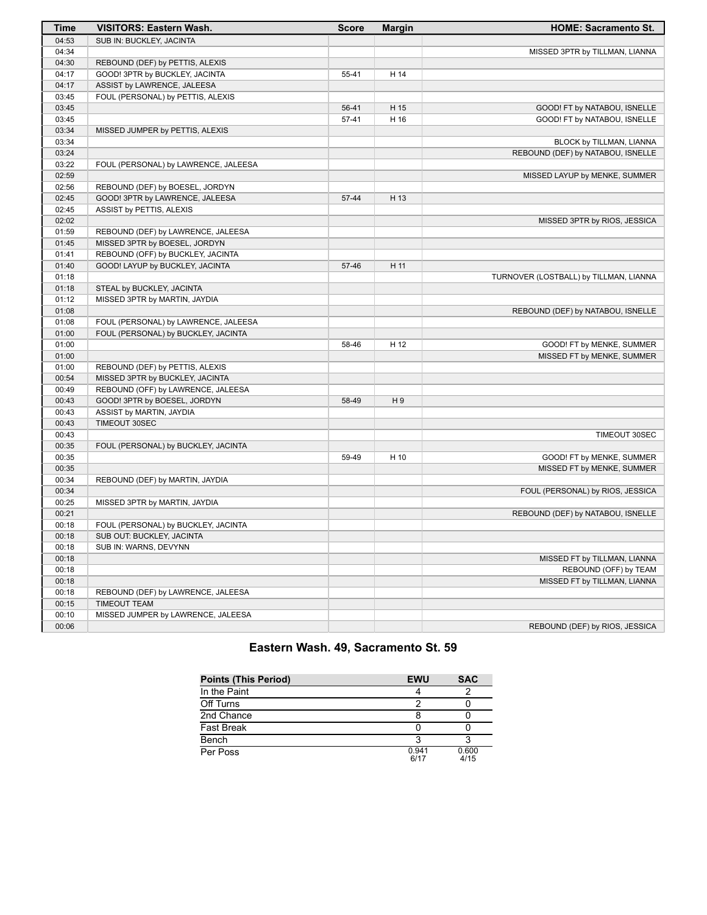| Time | VISITORS: Eastern Wash. | Score | Margin | HOME: Sacramento St. |
| --- | --- | --- | --- | --- |
| 04:53 | SUB IN: BUCKLEY, JACINTA | | | |
| 04:34 | | | | MISSED 3PTR by TILLMAN, LIANNA |
| 04:30 | REBOUND (DEF) by PETTIS, ALEXIS | | | |
| 04:17 | GOOD! 3PTR by BUCKLEY, JACINTA | 55-41 | H 14 | |
| 04:17 | ASSIST by LAWRENCE, JALEESA | | | |
| 03:45 | FOUL (PERSONAL) by PETTIS, ALEXIS | | | |
| 03:45 | | 56-41 | H 15 | GOOD! FT by NATABOU, ISNELLE |
| 03:45 | | 57-41 | H 16 | GOOD! FT by NATABOU, ISNELLE |
| 03:34 | MISSED JUMPER by PETTIS, ALEXIS | | | |
| 03:34 | | | | BLOCK by TILLMAN, LIANNA |
| 03:24 | | | | REBOUND (DEF) by NATABOU, ISNELLE |
| 03:22 | FOUL (PERSONAL) by LAWRENCE, JALEESA | | | |
| 02:59 | | | | MISSED LAYUP by MENKE, SUMMER |
| 02:56 | REBOUND (DEF) by BOESEL, JORDYN | | | |
| 02:45 | GOOD! 3PTR by LAWRENCE, JALEESA | 57-44 | H 13 | |
| 02:45 | ASSIST by PETTIS, ALEXIS | | | |
| 02:02 | | | | MISSED 3PTR by RIOS, JESSICA |
| 01:59 | REBOUND (DEF) by LAWRENCE, JALEESA | | | |
| 01:45 | MISSED 3PTR by BOESEL, JORDYN | | | |
| 01:41 | REBOUND (OFF) by BUCKLEY, JACINTA | | | |
| 01:40 | GOOD! LAYUP by BUCKLEY, JACINTA | 57-46 | H 11 | |
| 01:18 | | | | TURNOVER (LOSTBALL) by TILLMAN, LIANNA |
| 01:18 | STEAL by BUCKLEY, JACINTA | | | |
| 01:12 | MISSED 3PTR by MARTIN, JAYDIA | | | |
| 01:08 | | | | REBOUND (DEF) by NATABOU, ISNELLE |
| 01:08 | FOUL (PERSONAL) by LAWRENCE, JALEESA | | | |
| 01:00 | FOUL (PERSONAL) by BUCKLEY, JACINTA | | | |
| 01:00 | | 58-46 | H 12 | GOOD! FT by MENKE, SUMMER |
| 01:00 | | | | MISSED FT by MENKE, SUMMER |
| 01:00 | REBOUND (DEF) by PETTIS, ALEXIS | | | |
| 00:54 | MISSED 3PTR by BUCKLEY, JACINTA | | | |
| 00:49 | REBOUND (OFF) by LAWRENCE, JALEESA | | | |
| 00:43 | GOOD! 3PTR by BOESEL, JORDYN | 58-49 | H 9 | |
| 00:43 | ASSIST by MARTIN, JAYDIA | | | |
| 00:43 | TIMEOUT 30SEC | | | |
| 00:43 | | | | TIMEOUT 30SEC |
| 00:35 | FOUL (PERSONAL) by BUCKLEY, JACINTA | | | |
| 00:35 | | 59-49 | H 10 | GOOD! FT by MENKE, SUMMER |
| 00:35 | | | | MISSED FT by MENKE, SUMMER |
| 00:34 | REBOUND (DEF) by MARTIN, JAYDIA | | | |
| 00:34 | | | | FOUL (PERSONAL) by RIOS, JESSICA |
| 00:25 | MISSED 3PTR by MARTIN, JAYDIA | | | |
| 00:21 | | | | REBOUND (DEF) by NATABOU, ISNELLE |
| 00:18 | FOUL (PERSONAL) by BUCKLEY, JACINTA | | | |
| 00:18 | SUB OUT: BUCKLEY, JACINTA | | | |
| 00:18 | SUB IN: WARNS, DEVYNN | | | |
| 00:18 | | | | MISSED FT by TILLMAN, LIANNA |
| 00:18 | | | | REBOUND (OFF) by TEAM |
| 00:18 | | | | MISSED FT by TILLMAN, LIANNA |
| 00:18 | REBOUND (DEF) by LAWRENCE, JALEESA | | | |
| 00:15 | TIMEOUT TEAM | | | |
| 00:10 | MISSED JUMPER by LAWRENCE, JALEESA | | | |
| 00:06 | | | | REBOUND (DEF) by RIOS, JESSICA |

## Eastern Wash. 49, Sacramento St. 59

| Points (This Period) | EWU | SAC |
| --- | --- | --- |
| In the Paint | 4 | 2 |
| Off Turns | 2 | 0 |
| 2nd Chance | 8 | 0 |
| Fast Break | 0 | 0 |
| Bench | 3 | 3 |
| Per Poss | 0.941 6/17 | 0.600 4/15 |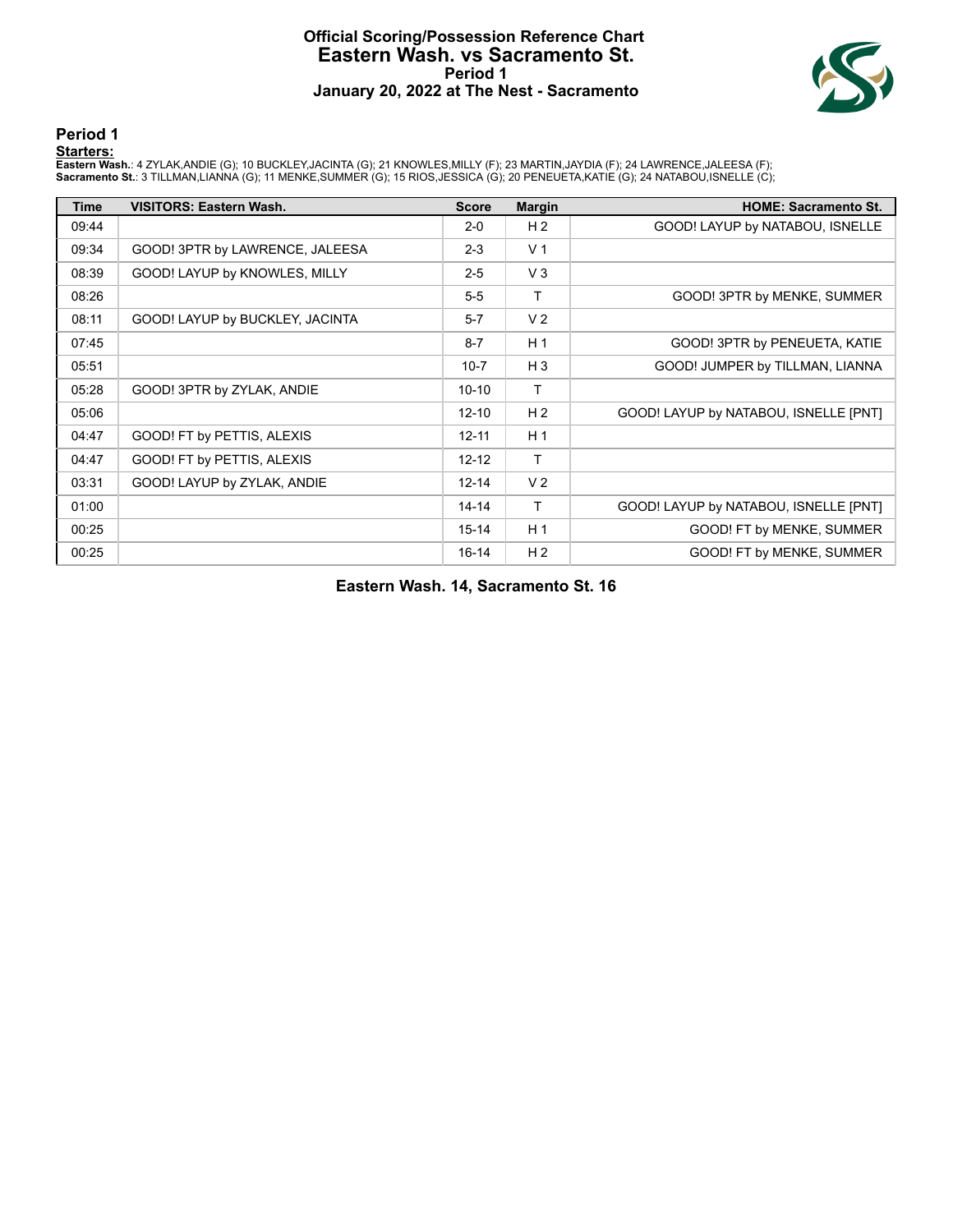# Official Scoring/Possession Reference Chart
# Eastern Wash. vs Sacramento St.
## Period 1
## January 20, 2022 at The Nest - Sacramento

### Period 1

**Starters:**

**Eastern Wash.**: 4 ZYLAK,ANDIE (G); 10 BUCKLEY,JACINTA (G); 21 KNOWLES,MILLY (F); 23 MARTIN,JAYDIA (F); 24 LAWRENCE,JALEESA (F);
**Sacramento St.**: 3 TILLMAN,LIANNA (G); 11 MENKE,SUMMER (G); 15 RIOS,JESSICA (G); 20 PENEUETA,KATIE (G); 24 NATABOU,ISNELLE (C);

| Time | VISITORS: Eastern Wash. | Score | Margin | HOME: Sacramento St. |
|---|---|---|---|---|
| 09:44 | | 2-0 | H 2 | GOOD! LAYUP by NATABOU, ISNELLE |
| 09:34 | GOOD! 3PTR by LAWRENCE, JALEESA | 2-3 | V 1 | |
| 08:39 | GOOD! LAYUP by KNOWLES, MILLY | 2-5 | V 3 | |
| 08:26 | | 5-5 | T | GOOD! 3PTR by MENKE, SUMMER |
| 08:11 | GOOD! LAYUP by BUCKLEY, JACINTA | 5-7 | V 2 | |
| 07:45 | | 8-7 | H 1 | GOOD! 3PTR by PENEUETA, KATIE |
| 05:51 | | 10-7 | H 3 | GOOD! JUMPER by TILLMAN, LIANNA |
| 05:28 | GOOD! 3PTR by ZYLAK, ANDIE | 10-10 | T | |
| 05:06 | | 12-10 | H 2 | GOOD! LAYUP by NATABOU, ISNELLE [PNT] |
| 04:47 | GOOD! FT by PETTIS, ALEXIS | 12-11 | H 1 | |
| 04:47 | GOOD! FT by PETTIS, ALEXIS | 12-12 | T | |
| 03:31 | GOOD! LAYUP by ZYLAK, ANDIE | 12-14 | V 2 | |
| 01:00 | | 14-14 | T | GOOD! LAYUP by NATABOU, ISNELLE [PNT] |
| 00:25 | | 15-14 | H 1 | GOOD! FT by MENKE, SUMMER |
| 00:25 | | 16-14 | H 2 | GOOD! FT by MENKE, SUMMER |

**Eastern Wash. 14, Sacramento St. 16**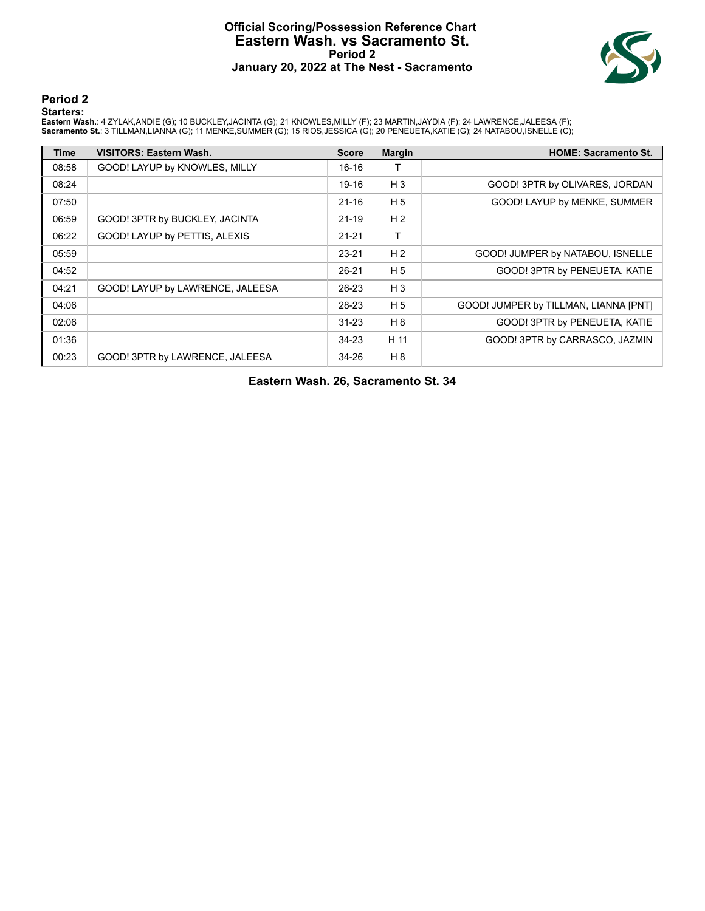# Official Scoring/Possession Reference Chart
## Eastern Wash. vs Sacramento St.
### Period 2
### January 20, 2022 at The Nest - Sacramento

## Period 2

**Starters:**

**Eastern Wash.**: 4 ZYLAK,ANDIE (G); 10 BUCKLEY,JACINTA (G); 21 KNOWLES,MILLY (F); 23 MARTIN,JAYDIA (F); 24 LAWRENCE,JALEESA (F);
**Sacramento St.**: 3 TILLMAN,LIANNA (G); 11 MENKE,SUMMER (G); 15 RIOS,JESSICA (G); 20 PENEUETA,KATIE (G); 24 NATABOU,ISNELLE (C);

| Time | VISITORS: Eastern Wash. | Score | Margin | HOME: Sacramento St. |
|---|---|---|---|---|
| 08:58 | GOOD! LAYUP by KNOWLES, MILLY | 16-16 | T | |
| 08:24 | | 19-16 | H 3 | GOOD! 3PTR by OLIVARES, JORDAN |
| 07:50 | | 21-16 | H 5 | GOOD! LAYUP by MENKE, SUMMER |
| 06:59 | GOOD! 3PTR by BUCKLEY, JACINTA | 21-19 | H 2 | |
| 06:22 | GOOD! LAYUP by PETTIS, ALEXIS | 21-21 | T | |
| 05:59 | | 23-21 | H 2 | GOOD! JUMPER by NATABOU, ISNELLE |
| 04:52 | | 26-21 | H 5 | GOOD! 3PTR by PENEUETA, KATIE |
| 04:21 | GOOD! LAYUP by LAWRENCE, JALEESA | 26-23 | H 3 | |
| 04:06 | | 28-23 | H 5 | GOOD! JUMPER by TILLMAN, LIANNA [PNT] |
| 02:06 | | 31-23 | H 8 | GOOD! 3PTR by PENEUETA, KATIE |
| 01:36 | | 34-23 | H 11 | GOOD! 3PTR by CARRASCO, JAZMIN |
| 00:23 | GOOD! 3PTR by LAWRENCE, JALEESA | 34-26 | H 8 | |

**Eastern Wash. 26, Sacramento St. 34**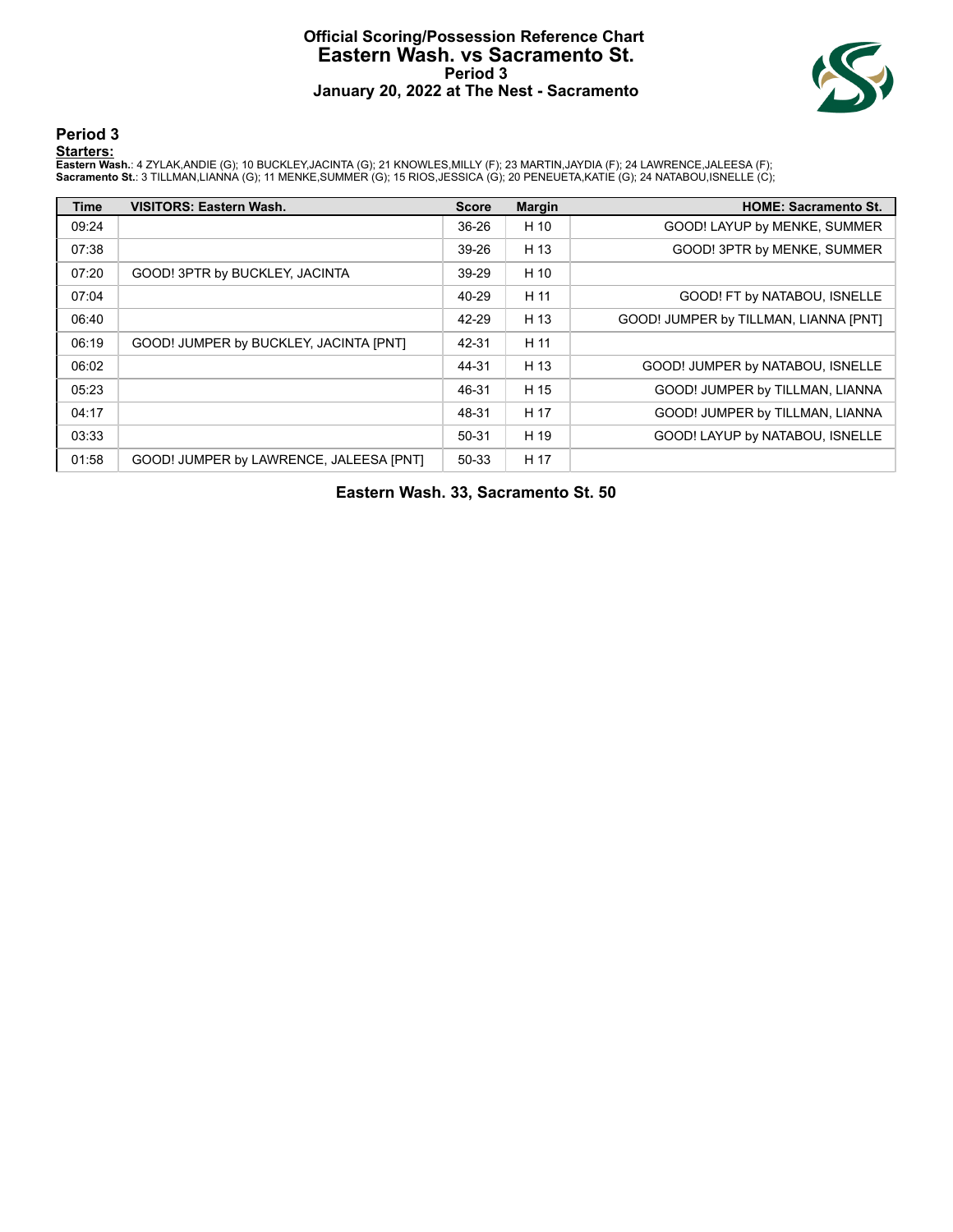# Official Scoring/Possession Reference Chart
## Eastern Wash. vs Sacramento St.
### Period 3
### January 20, 2022 at The Nest - Sacramento

## Period 3

**Starters:**

**Eastern Wash.**: 4 ZYLAK,ANDIE (G); 10 BUCKLEY,JACINTA (G); 21 KNOWLES,MILLY (F); 23 MARTIN,JAYDIA (F); 24 LAWRENCE,JALEESA (F);
**Sacramento St.**: 3 TILLMAN,LIANNA (G); 11 MENKE,SUMMER (G); 15 RIOS,JESSICA (G); 20 PENEUETA,KATIE (G); 24 NATABOU,ISNELLE (C);

| Time | VISITORS: Eastern Wash. | Score | Margin | HOME: Sacramento St. |
|---|---|---|---|---|
| 09:24 | | 36-26 | H 10 | GOOD! LAYUP by MENKE, SUMMER |
| 07:38 | | 39-26 | H 13 | GOOD! 3PTR by MENKE, SUMMER |
| 07:20 | GOOD! 3PTR by BUCKLEY, JACINTA | 39-29 | H 10 | |
| 07:04 | | 40-29 | H 11 | GOOD! FT by NATABOU, ISNELLE |
| 06:40 | | 42-29 | H 13 | GOOD! JUMPER by TILLMAN, LIANNA [PNT] |
| 06:19 | GOOD! JUMPER by BUCKLEY, JACINTA [PNT] | 42-31 | H 11 | |
| 06:02 | | 44-31 | H 13 | GOOD! JUMPER by NATABOU, ISNELLE |
| 05:23 | | 46-31 | H 15 | GOOD! JUMPER by TILLMAN, LIANNA |
| 04:17 | | 48-31 | H 17 | GOOD! JUMPER by TILLMAN, LIANNA |
| 03:33 | | 50-31 | H 19 | GOOD! LAYUP by NATABOU, ISNELLE |
| 01:58 | GOOD! JUMPER by LAWRENCE, JALEESA [PNT] | 50-33 | H 17 | |

**Eastern Wash. 33, Sacramento St. 50**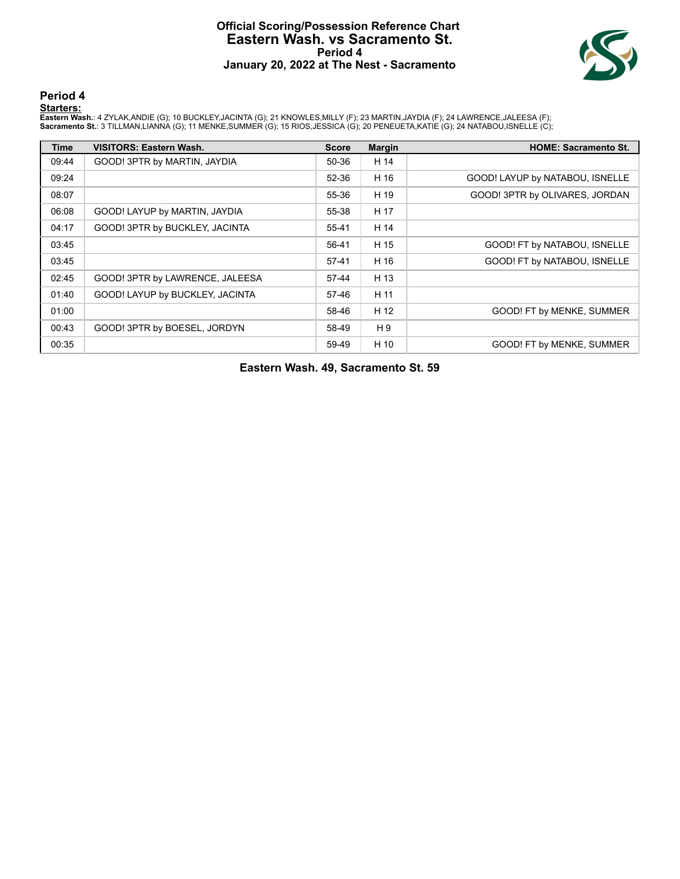# Official Scoring/Possession Reference Chart
# Eastern Wash. vs Sacramento St.
# Period 4
# January 20, 2022 at The Nest - Sacramento

## Period 4

**Starters:**

**Eastern Wash.**: 4 ZYLAK,ANDIE (G); 10 BUCKLEY,JACINTA (G); 21 KNOWLES,MILLY (F); 23 MARTIN,JAYDIA (F); 24 LAWRENCE,JALEESA (F);
**Sacramento St.**: 3 TILLMAN,LIANNA (G); 11 MENKE,SUMMER (G); 15 RIOS,JESSICA (G); 20 PENEUETA,KATIE (G); 24 NATABOU,ISNELLE (C);

| Time | VISITORS: Eastern Wash. | Score | Margin | HOME: Sacramento St. |
|---|---|---|---|---|
| 09:44 | GOOD! 3PTR by MARTIN, JAYDIA | 50-36 | H 14 | |
| 09:24 | | 52-36 | H 16 | GOOD! LAYUP by NATABOU, ISNELLE |
| 08:07 | | 55-36 | H 19 | GOOD! 3PTR by OLIVARES, JORDAN |
| 06:08 | GOOD! LAYUP by MARTIN, JAYDIA | 55-38 | H 17 | |
| 04:17 | GOOD! 3PTR by BUCKLEY, JACINTA | 55-41 | H 14 | |
| 03:45 | | 56-41 | H 15 | GOOD! FT by NATABOU, ISNELLE |
| 03:45 | | 57-41 | H 16 | GOOD! FT by NATABOU, ISNELLE |
| 02:45 | GOOD! 3PTR by LAWRENCE, JALEESA | 57-44 | H 13 | |
| 01:40 | GOOD! LAYUP by BUCKLEY, JACINTA | 57-46 | H 11 | |
| 01:00 | | 58-46 | H 12 | GOOD! FT by MENKE, SUMMER |
| 00:43 | GOOD! 3PTR by BOESEL, JORDYN | 58-49 | H 9 | |
| 00:35 | | 59-49 | H 10 | GOOD! FT by MENKE, SUMMER |

**Eastern Wash. 49, Sacramento St. 59**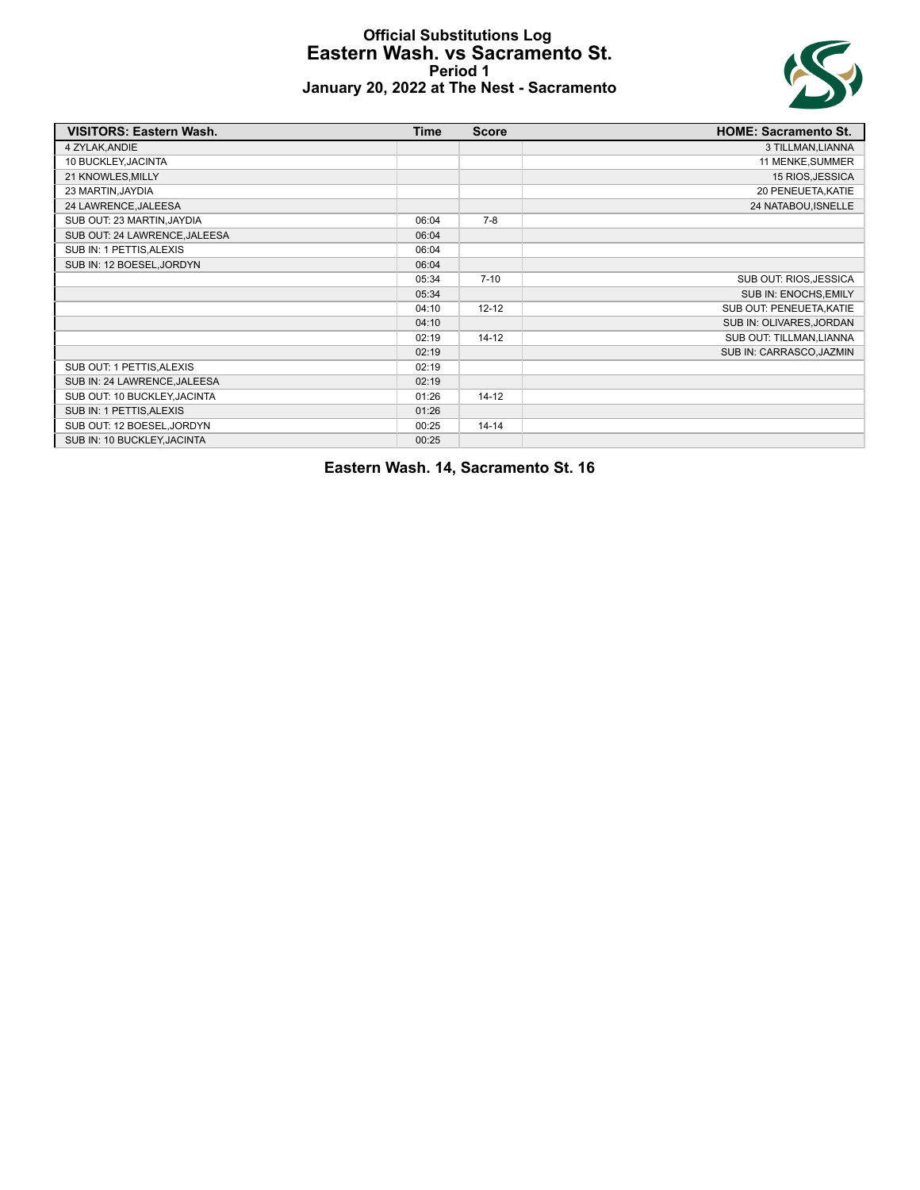# Official Substitutions Log
## Eastern Wash. vs Sacramento St.
### Period 1
### January 20, 2022 at The Nest - Sacramento

| VISITORS: Eastern Wash. | Time | Score | HOME: Sacramento St. |
|---|---|---|---|
| 4 ZYLAK,ANDIE | | | 3 TILLMAN,LIANNA |
| 10 BUCKLEY,JACINTA | | | 11 MENKE,SUMMER |
| 21 KNOWLES,MILLY | | | 15 RIOS,JESSICA |
| 23 MARTIN,JAYDIA | | | 20 PENEUETA,KATIE |
| 24 LAWRENCE,JALEESA | | | 24 NATABOU,ISNELLE |
| SUB OUT: 23 MARTIN,JAYDIA | 06:04 | 7-8 | |
| SUB OUT: 24 LAWRENCE,JALEESA | 06:04 | | |
| SUB IN: 1 PETTIS,ALEXIS | 06:04 | | |
| SUB IN: 12 BOESEL,JORDYN | 06:04 | | |
| | 05:34 | 7-10 | SUB OUT: RIOS,JESSICA |
| | 05:34 | | SUB IN: ENOCHS,EMILY |
| | 04:10 | 12-12 | SUB OUT: PENEUETA,KATIE |
| | 04:10 | | SUB IN: OLIVARES,JORDAN |
| | 02:19 | 14-12 | SUB OUT: TILLMAN,LIANNA |
| | 02:19 | | SUB IN: CARRASCO,JAZMIN |
| SUB OUT: 1 PETTIS,ALEXIS | 02:19 | | |
| SUB IN: 24 LAWRENCE,JALEESA | 02:19 | | |
| SUB OUT: 10 BUCKLEY,JACINTA | 01:26 | 14-12 | |
| SUB IN: 1 PETTIS,ALEXIS | 01:26 | | |
| SUB OUT: 12 BOESEL,JORDYN | 00:25 | 14-14 | |
| SUB IN: 10 BUCKLEY,JACINTA | 00:25 | | |

**Eastern Wash. 14, Sacramento St. 16**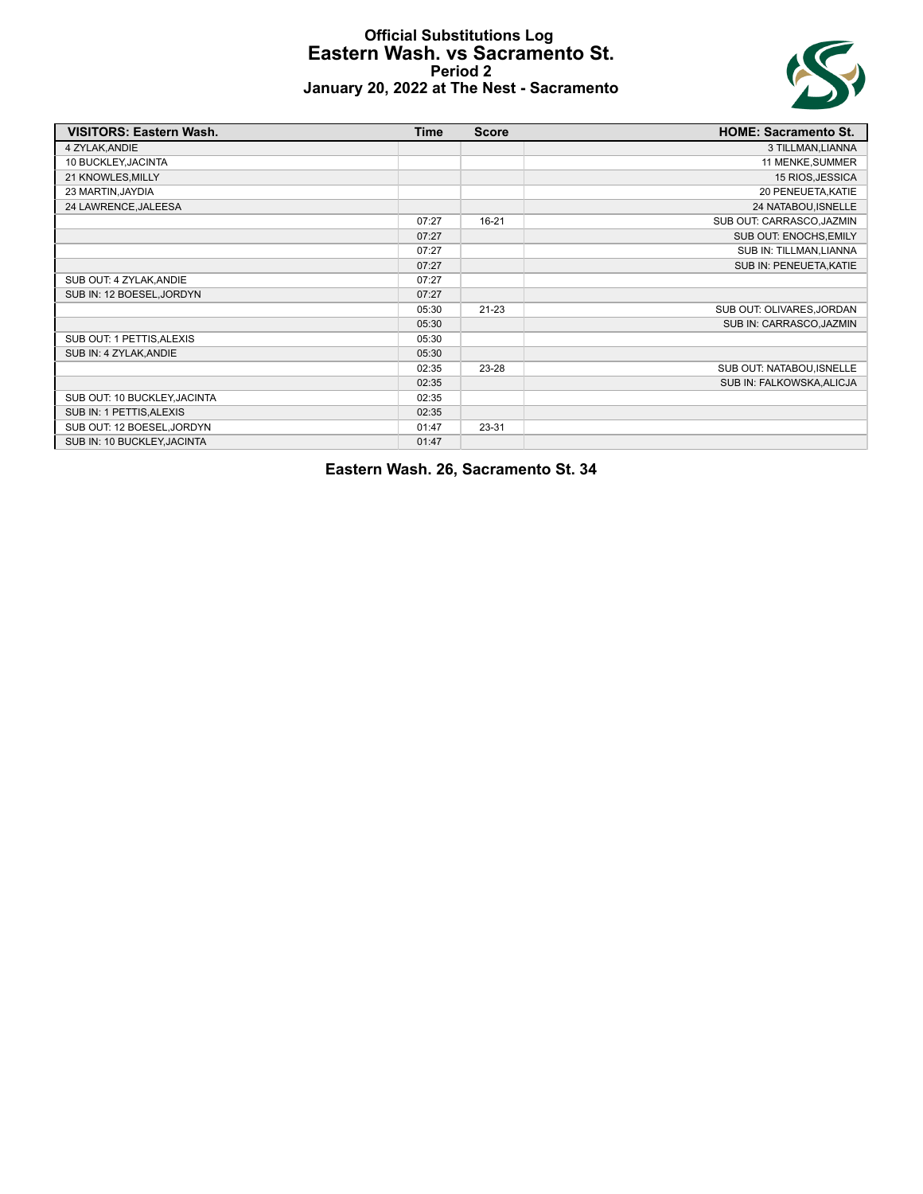# Official Substitutions Log
## Eastern Wash. vs Sacramento St.
### Period 2
### January 20, 2022 at The Nest - Sacramento

| VISITORS: Eastern Wash. | Time | Score | HOME: Sacramento St. |
|---|---|---|---|
| 4 ZYLAK,ANDIE | | | 3 TILLMAN,LIANNA |
| 10 BUCKLEY,JACINTA | | | 11 MENKE,SUMMER |
| 21 KNOWLES,MILLY | | | 15 RIOS,JESSICA |
| 23 MARTIN,JAYDIA | | | 20 PENEUETA,KATIE |
| 24 LAWRENCE,JALEESA | | | 24 NATABOU,ISNELLE |
| | 07:27 | 16-21 | SUB OUT: CARRASCO,JAZMIN |
| | 07:27 | | SUB OUT: ENOCHS,EMILY |
| | 07:27 | | SUB IN: TILLMAN,LIANNA |
| | 07:27 | | SUB IN: PENEUETA,KATIE |
| SUB OUT: 4 ZYLAK,ANDIE | 07:27 | | |
| SUB IN: 12 BOESEL,JORDYN | 07:27 | | |
| | 05:30 | 21-23 | SUB OUT: OLIVARES,JORDAN |
| | 05:30 | | SUB IN: CARRASCO,JAZMIN |
| SUB OUT: 1 PETTIS,ALEXIS | 05:30 | | |
| SUB IN: 4 ZYLAK,ANDIE | 05:30 | | |
| | 02:35 | 23-28 | SUB OUT: NATABOU,ISNELLE |
| | 02:35 | | SUB IN: FALKOWSKA,ALICJA |
| SUB OUT: 10 BUCKLEY,JACINTA | 02:35 | | |
| SUB IN: 1 PETTIS,ALEXIS | 02:35 | | |
| SUB OUT: 12 BOESEL,JORDYN | 01:47 | 23-31 | |
| SUB IN: 10 BUCKLEY,JACINTA | 01:47 | | |

**Eastern Wash. 26, Sacramento St. 34**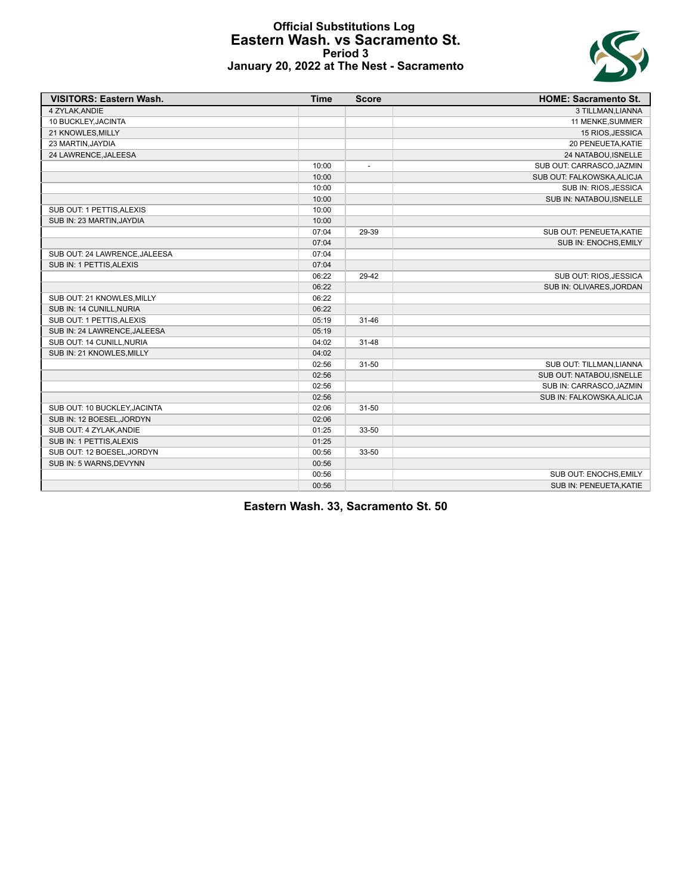# Official Substitutions Log
## Eastern Wash. vs Sacramento St.
### Period 3
### January 20, 2022 at The Nest - Sacramento

| VISITORS: Eastern Wash. | Time | Score | HOME: Sacramento St. |
|---|---|---|---|
| 4 ZYLAK,ANDIE | | | 3 TILLMAN,LIANNA |
| 10 BUCKLEY,JACINTA | | | 11 MENKE,SUMMER |
| 21 KNOWLES,MILLY | | | 15 RIOS,JESSICA |
| 23 MARTIN,JAYDIA | | | 20 PENEUETA,KATIE |
| 24 LAWRENCE,JALEESA | | | 24 NATABOU,ISNELLE |
| | 10:00 | - | SUB OUT: CARRASCO,JAZMIN |
| | 10:00 | | SUB OUT: FALKOWSKA,ALICJA |
| | 10:00 | | SUB IN: RIOS,JESSICA |
| | 10:00 | | SUB IN: NATABOU,ISNELLE |
| SUB OUT: 1 PETTIS,ALEXIS | 10:00 | | |
| SUB IN: 23 MARTIN,JAYDIA | 10:00 | | |
| | 07:04 | 29-39 | SUB OUT: PENEUETA,KATIE |
| | 07:04 | | SUB IN: ENOCHS,EMILY |
| SUB OUT: 24 LAWRENCE,JALEESA | 07:04 | | |
| SUB IN: 1 PETTIS,ALEXIS | 07:04 | | |
| | 06:22 | 29-42 | SUB OUT: RIOS,JESSICA |
| | 06:22 | | SUB IN: OLIVARES,JORDAN |
| SUB OUT: 21 KNOWLES,MILLY | 06:22 | | |
| SUB IN: 14 CUNILL,NURIA | 06:22 | | |
| SUB OUT: 1 PETTIS,ALEXIS | 05:19 | 31-46 | |
| SUB IN: 24 LAWRENCE,JALEESA | 05:19 | | |
| SUB OUT: 14 CUNILL,NURIA | 04:02 | 31-48 | |
| SUB IN: 21 KNOWLES,MILLY | 04:02 | | |
| | 02:56 | 31-50 | SUB OUT: TILLMAN,LIANNA |
| | 02:56 | | SUB OUT: NATABOU,ISNELLE |
| | 02:56 | | SUB IN: CARRASCO,JAZMIN |
| | 02:56 | | SUB IN: FALKOWSKA,ALICJA |
| SUB OUT: 10 BUCKLEY,JACINTA | 02:06 | 31-50 | |
| SUB IN: 12 BOESEL,JORDYN | 02:06 | | |
| SUB OUT: 4 ZYLAK,ANDIE | 01:25 | 33-50 | |
| SUB IN: 1 PETTIS,ALEXIS | 01:25 | | |
| SUB OUT: 12 BOESEL,JORDYN | 00:56 | 33-50 | |
| SUB IN: 5 WARNS,DEVYNN | 00:56 | | |
| | 00:56 | | SUB OUT: ENOCHS,EMILY |
| | 00:56 | | SUB IN: PENEUETA,KATIE |

**Eastern Wash. 33, Sacramento St. 50**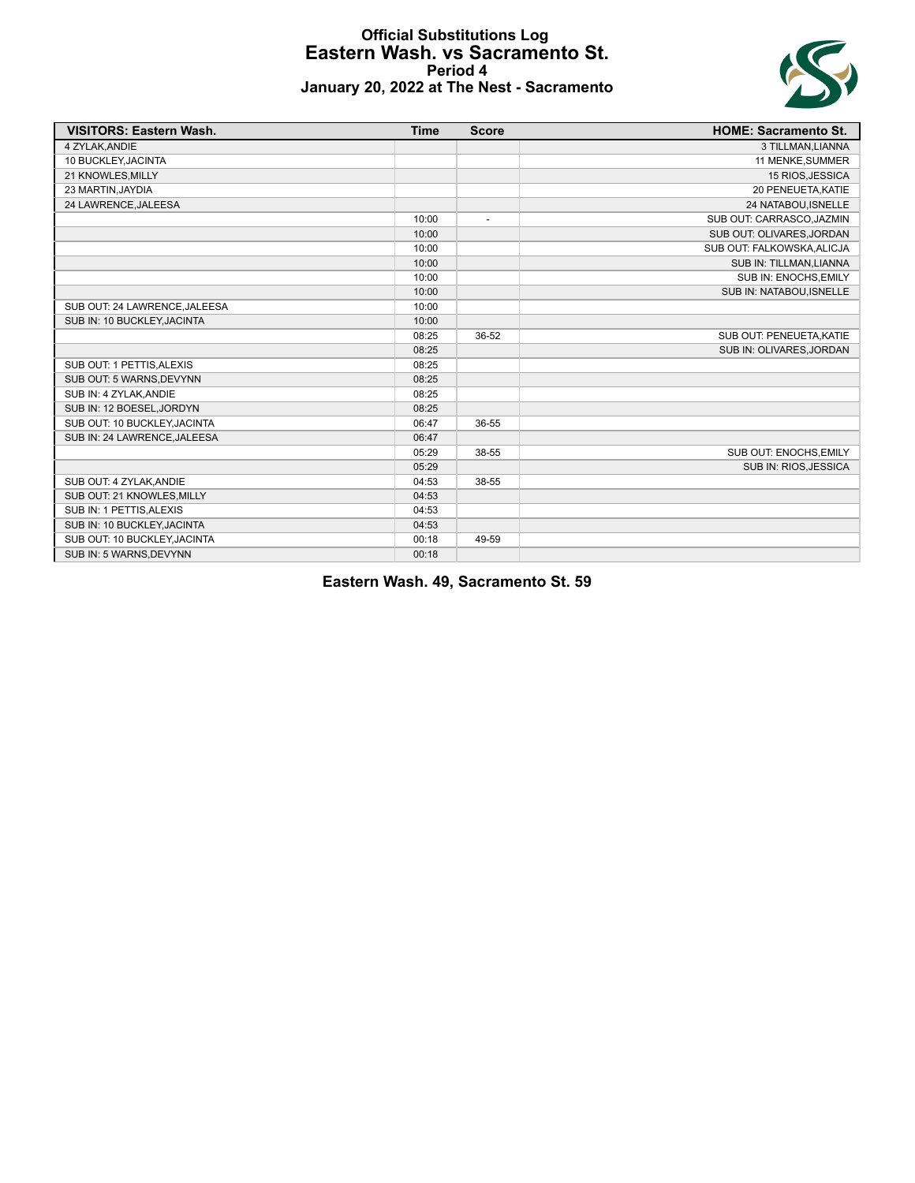# Official Substitutions Log
## Eastern Wash. vs Sacramento St.
### Period 4
### January 20, 2022 at The Nest - Sacramento

| VISITORS: Eastern Wash. | Time | Score | HOME: Sacramento St. |
|---|---|---|---|
| 4 ZYLAK,ANDIE | | | 3 TILLMAN,LIANNA |
| 10 BUCKLEY,JACINTA | | | 11 MENKE,SUMMER |
| 21 KNOWLES,MILLY | | | 15 RIOS,JESSICA |
| 23 MARTIN,JAYDIA | | | 20 PENEUETA,KATIE |
| 24 LAWRENCE,JALEESA | | | 24 NATABOU,ISNELLE |
| | 10:00 | - | SUB OUT: CARRASCO,JAZMIN |
| | 10:00 | | SUB OUT: OLIVARES,JORDAN |
| | 10:00 | | SUB OUT: FALKOWSKA,ALICJA |
| | 10:00 | | SUB IN: TILLMAN,LIANNA |
| | 10:00 | | SUB IN: ENOCHS,EMILY |
| | 10:00 | | SUB IN: NATABOU,ISNELLE |
| SUB OUT: 24 LAWRENCE,JALEESA | 10:00 | | |
| SUB IN: 10 BUCKLEY,JACINTA | 10:00 | | |
| | 08:25 | 36-52 | SUB OUT: PENEUETA,KATIE |
| | 08:25 | | SUB IN: OLIVARES,JORDAN |
| SUB OUT: 1 PETTIS,ALEXIS | 08:25 | | |
| SUB OUT: 5 WARNS,DEVYNN | 08:25 | | |
| SUB IN: 4 ZYLAK,ANDIE | 08:25 | | |
| SUB IN: 12 BOESEL,JORDYN | 08:25 | | |
| SUB OUT: 10 BUCKLEY,JACINTA | 06:47 | 36-55 | |
| SUB IN: 24 LAWRENCE,JALEESA | 06:47 | | |
| | 05:29 | 38-55 | SUB OUT: ENOCHS,EMILY |
| | 05:29 | | SUB IN: RIOS,JESSICA |
| SUB OUT: 4 ZYLAK,ANDIE | 04:53 | 38-55 | |
| SUB OUT: 21 KNOWLES,MILLY | 04:53 | | |
| SUB IN: 1 PETTIS,ALEXIS | 04:53 | | |
| SUB IN: 10 BUCKLEY,JACINTA | 04:53 | | |
| SUB OUT: 10 BUCKLEY,JACINTA | 00:18 | 49-59 | |
| SUB IN: 5 WARNS,DEVYNN | 00:18 | | |

**Eastern Wash. 49, Sacramento St. 59**